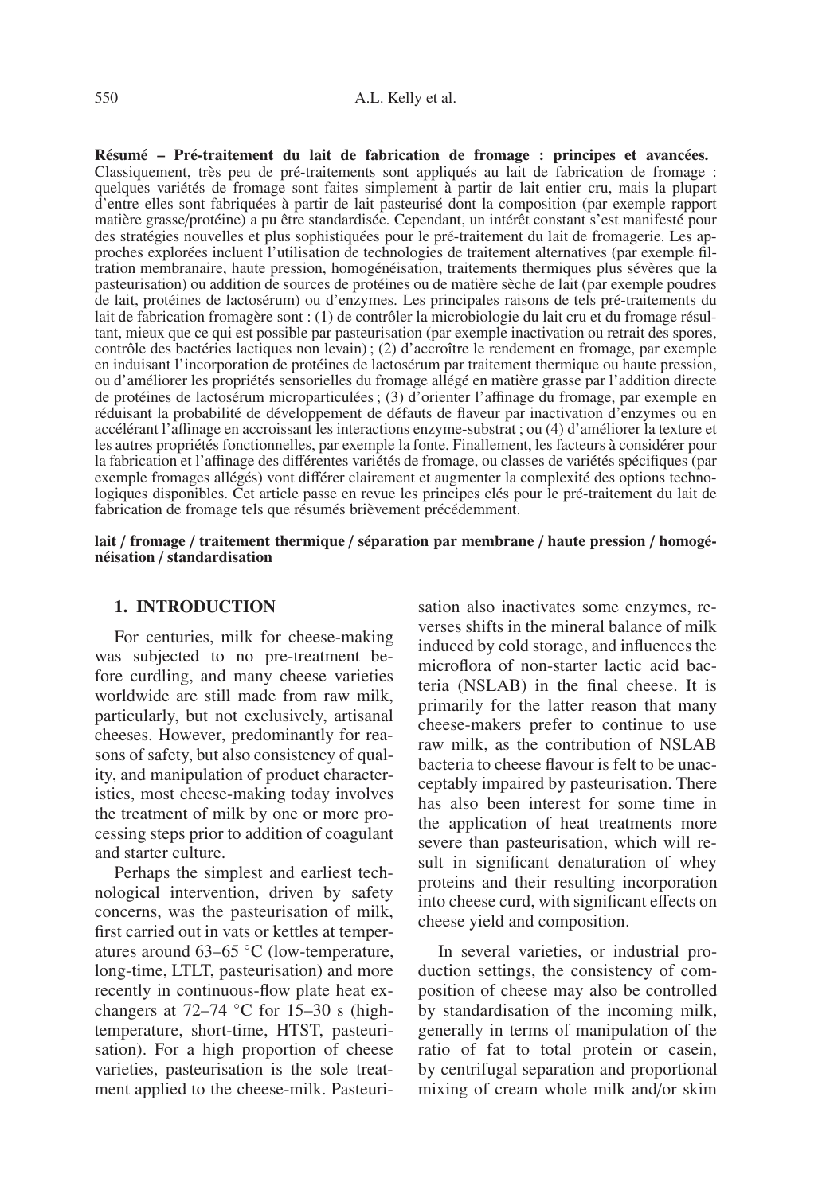**Résumé – Pré-traitement du lait de fabrication de fromage : principes et avancées.** Classiquement, très peu de pré-traitements sont appliqués au lait de fabrication de fromage : quelques variétés de fromage sont faites simplement à partir de lait entier cru, mais la plupart d'entre elles sont fabriquées à partir de lait pasteurisé dont la composition (par exemple rapport matière grasse/protéine) a pu être standardisée. Cependant, un intérêt constant s'est manifesté pour des stratégies nouvelles et plus sophistiquées pour le pré-traitement du lait de fromagerie. Les approches explorées incluent l'utilisation de technologies de traitement alternatives (par exemple filtration membranaire, haute pression, homogénéisation, traitements thermiques plus sévères que la pasteurisation) ou addition de sources de protéines ou de matière sèche de lait (par exemple poudres de lait, protéines de lactosérum) ou d'enzymes. Les principales raisons de tels pré-traitements du lait de fabrication fromagère sont : (1) de contrôler la microbiologie du lait cru et du fromage résultant, mieux que ce qui est possible par pasteurisation (par exemple inactivation ou retrait des spores, contrôle des bactéries lactiques non levain) ; (2) d'accroître le rendement en fromage, par exemple en induisant l'incorporation de protéines de lactosérum par traitement thermique ou haute pression, ou d'améliorer les propriétés sensorielles du fromage allégé en matière grasse par l'addition directe de protéines de lactosérum microparticulées ; (3) d'orienter l'affinage du fromage, par exemple en réduisant la probabilité de développement de défauts de flaveur par inactivation d'enzymes ou en accélérant l'affinage en accroissant les interactions enzyme-substrat ; ou (4) d'améliorer la texture et les autres propriétés fonctionnelles, par exemple la fonte. Finallement, les facteurs à considérer pour la fabrication et l'affinage des différentes variétés de fromage, ou classes de variétés spécifiques (par exemple fromages allégés) vont différer clairement et augmenter la complexité des options technologiques disponibles. Cet article passe en revue les principes clés pour le pré-traitement du lait de fabrication de fromage tels que résumés brièvement précédemment.

**lait / fromage / traitement thermique / séparation par membrane / haute pression / homogénéisation / standardisation**

## 1. INTRODUCTION

For centuries, milk for cheese-making was subjected to no pre-treatment before curdling, and many cheese varieties worldwide are still made from raw milk, particularly, but not exclusively, artisanal cheeses. However, predominantly for reasons of safety, but also consistency of quality, and manipulation of product characteristics, most cheese-making today involves the treatment of milk by one or more processing steps prior to addition of coagulant and starter culture.

Perhaps the simplest and earliest technological intervention, driven by safety concerns, was the pasteurisation of milk, first carried out in vats or kettles at temperatures around 63–65 °C (low-temperature, long-time, LTLT, pasteurisation) and more recently in continuous-flow plate heat exchangers at 72–74 °C for 15–30 s (high-temperature, short-time, HTST, pasteurisation). For a high proportion of cheese varieties, pasteurisation is the sole treatment applied to the cheese-milk. Pasteurisation also inactivates some enzymes, reverses shifts in the mineral balance of milk induced by cold storage, and influences the microflora of non-starter lactic acid bacteria (NSLAB) in the final cheese. It is primarily for the latter reason that many cheese-makers prefer to continue to use raw milk, as the contribution of NSLAB bacteria to cheese flavour is felt to be unacceptably impaired by pasteurisation. There has also been interest for some time in the application of heat treatments more severe than pasteurisation, which will result in significant denaturation of whey proteins and their resulting incorporation into cheese curd, with significant effects on cheese yield and composition.

In several varieties, or industrial production settings, the consistency of composition of cheese may also be controlled by standardisation of the incoming milk, generally in terms of manipulation of the ratio of fat to total protein or casein, by centrifugal separation and proportional mixing of cream whole milk and/or skim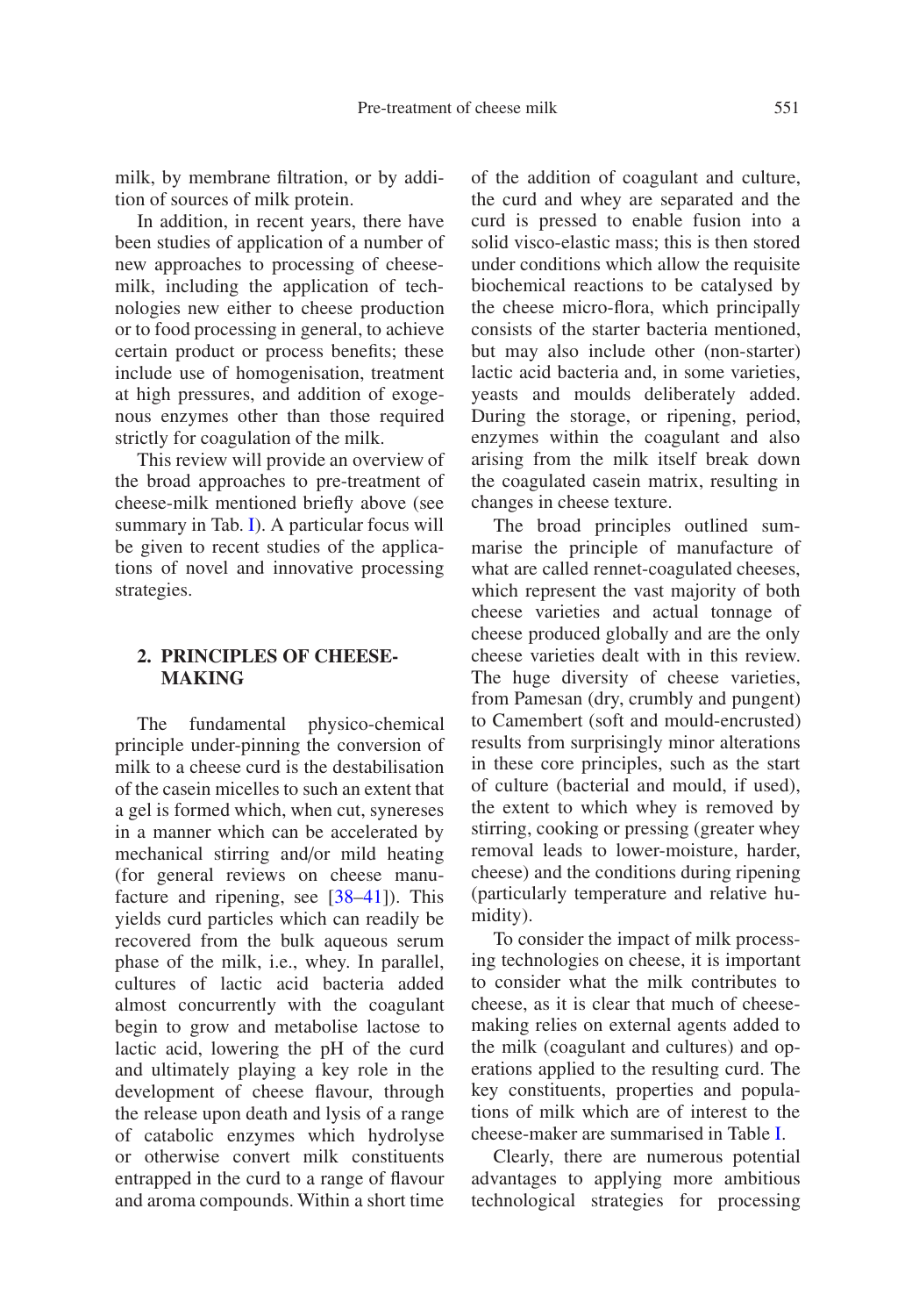milk, by membrane filtration, or by addition of sources of milk protein.

In addition, in recent years, there have been studies of application of a number of new approaches to processing of cheese-milk, including the application of technologies new either to cheese production or to food processing in general, to achieve certain product or process benefits; these include use of homogenisation, treatment at high pressures, and addition of exogenous enzymes other than those required strictly for coagulation of the milk.

This review will provide an overview of the broad approaches to pre-treatment of cheese-milk mentioned briefly above (see summary in Tab. I). A particular focus will be given to recent studies of the applications of novel and innovative processing strategies.

## 2. PRINCIPLES OF CHEESE-MAKING

The fundamental physico-chemical principle under-pinning the conversion of milk to a cheese curd is the destabilisation of the casein micelles to such an extent that a gel is formed which, when cut, synereses in a manner which can be accelerated by mechanical stirring and/or mild heating (for general reviews on cheese manufacture and ripening, see [38–41]). This yields curd particles which can readily be recovered from the bulk aqueous serum phase of the milk, i.e., whey. In parallel, cultures of lactic acid bacteria added almost concurrently with the coagulant begin to grow and metabolise lactose to lactic acid, lowering the pH of the curd and ultimately playing a key role in the development of cheese flavour, through the release upon death and lysis of a range of catabolic enzymes which hydrolyse or otherwise convert milk constituents entrapped in the curd to a range of flavour and aroma compounds. Within a short time of the addition of coagulant and culture, the curd and whey are separated and the curd is pressed to enable fusion into a solid visco-elastic mass; this is then stored under conditions which allow the requisite biochemical reactions to be catalysed by the cheese micro-flora, which principally consists of the starter bacteria mentioned, but may also include other (non-starter) lactic acid bacteria and, in some varieties, yeasts and moulds deliberately added. During the storage, or ripening, period, enzymes within the coagulant and also arising from the milk itself break down the coagulated casein matrix, resulting in changes in cheese texture.

The broad principles outlined summarise the principle of manufacture of what are called rennet-coagulated cheeses, which represent the vast majority of both cheese varieties and actual tonnage of cheese produced globally and are the only cheese varieties dealt with in this review. The huge diversity of cheese varieties, from Pamesan (dry, crumbly and pungent) to Camembert (soft and mould-encrusted) results from surprisingly minor alterations in these core principles, such as the start of culture (bacterial and mould, if used), the extent to which whey is removed by stirring, cooking or pressing (greater whey removal leads to lower-moisture, harder, cheese) and the conditions during ripening (particularly temperature and relative humidity).

To consider the impact of milk processing technologies on cheese, it is important to consider what the milk contributes to cheese, as it is clear that much of cheese-making relies on external agents added to the milk (coagulant and cultures) and operations applied to the resulting curd. The key constituents, properties and populations of milk which are of interest to the cheese-maker are summarised in Table I.

Clearly, there are numerous potential advantages to applying more ambitious technological strategies for processing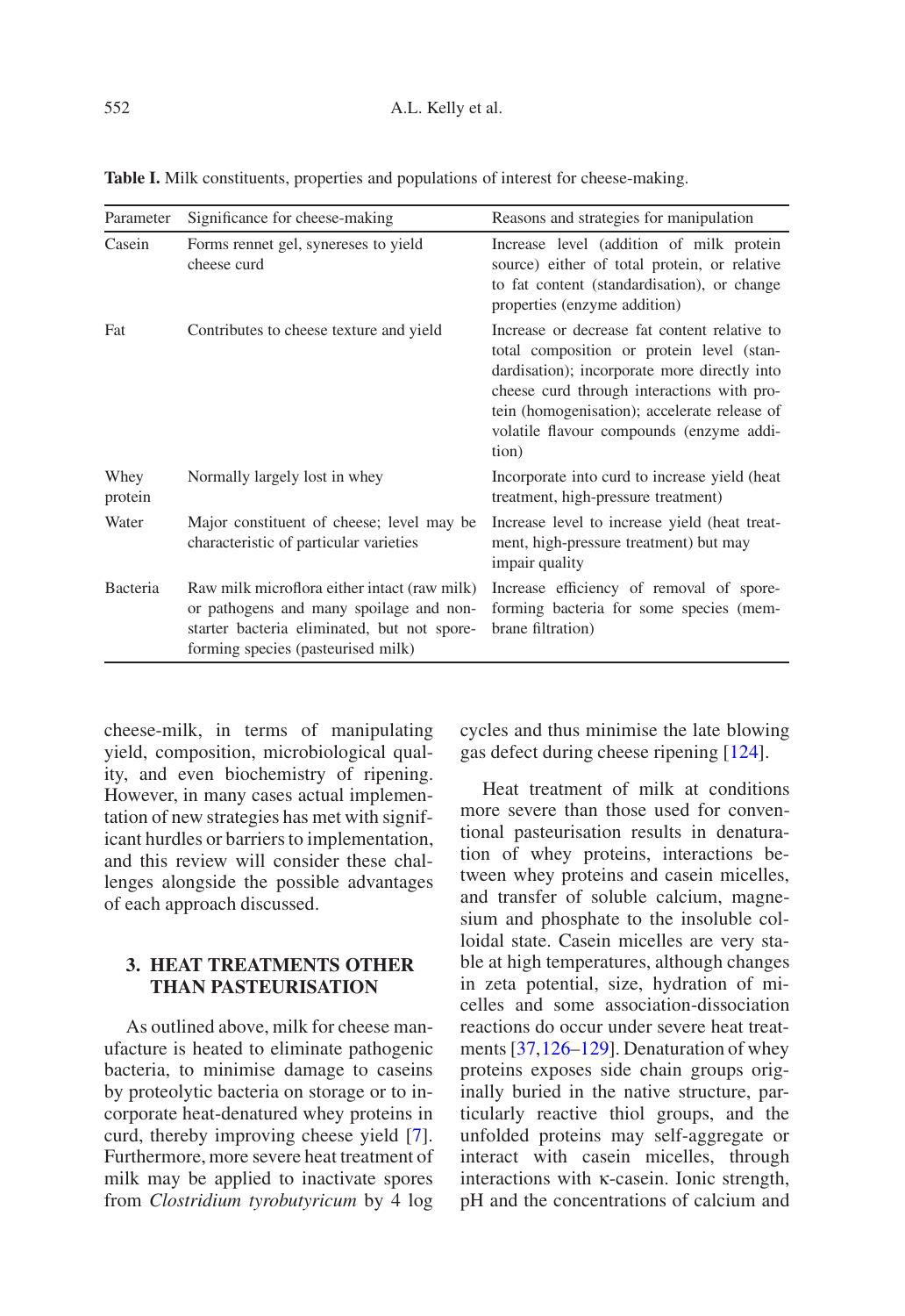**Table I.** Milk constituents, properties and populations of interest for cheese-making.

| Parameter | Significance for cheese-making | Reasons and strategies for manipulation |
|---|---|---|
| Casein | Forms rennet gel, synereses to yield cheese curd | Increase level (addition of milk protein source) either of total protein, or relative to fat content (standardisation), or change properties (enzyme addition) |
| Fat | Contributes to cheese texture and yield | Increase or decrease fat content relative to total composition or protein level (standardisation); incorporate more directly into cheese curd through interactions with protein (homogenisation); accelerate release of volatile flavour compounds (enzyme addition) |
| Whey protein | Normally largely lost in whey | Incorporate into curd to increase yield (heat treatment, high-pressure treatment) |
| Water | Major constituent of cheese; level may be characteristic of particular varieties | Increase level to increase yield (heat treatment, high-pressure treatment) but may impair quality |
| Bacteria | Raw milk microflora either intact (raw milk) or pathogens and many spoilage and non-starter bacteria eliminated, but not spore-forming species (pasteurised milk) | Increase efficiency of removal of spore-forming bacteria for some species (membrane filtration) |

cheese-milk, in terms of manipulating yield, composition, microbiological quality, and even biochemistry of ripening. However, in many cases actual implementation of new strategies has met with significant hurdles or barriers to implementation, and this review will consider these challenges alongside the possible advantages of each approach discussed.

## 3. HEAT TREATMENTS OTHER THAN PASTEURISATION

As outlined above, milk for cheese manufacture is heated to eliminate pathogenic bacteria, to minimise damage to caseins by proteolytic bacteria on storage or to incorporate heat-denatured whey proteins in curd, thereby improving cheese yield [7]. Furthermore, more severe heat treatment of milk may be applied to inactivate spores from *Clostridium tyrobutyricum* by 4 log cycles and thus minimise the late blowing gas defect during cheese ripening [124].

Heat treatment of milk at conditions more severe than those used for conventional pasteurisation results in denaturation of whey proteins, interactions between whey proteins and casein micelles, and transfer of soluble calcium, magnesium and phosphate to the insoluble colloidal state. Casein micelles are very stable at high temperatures, although changes in zeta potential, size, hydration of micelles and some association-dissociation reactions do occur under severe heat treatments [37,126–129]. Denaturation of whey proteins exposes side chain groups originally buried in the native structure, particularly reactive thiol groups, and the unfolded proteins may self-aggregate or interact with casein micelles, through interactions with κ-casein. Ionic strength, pH and the concentrations of calcium and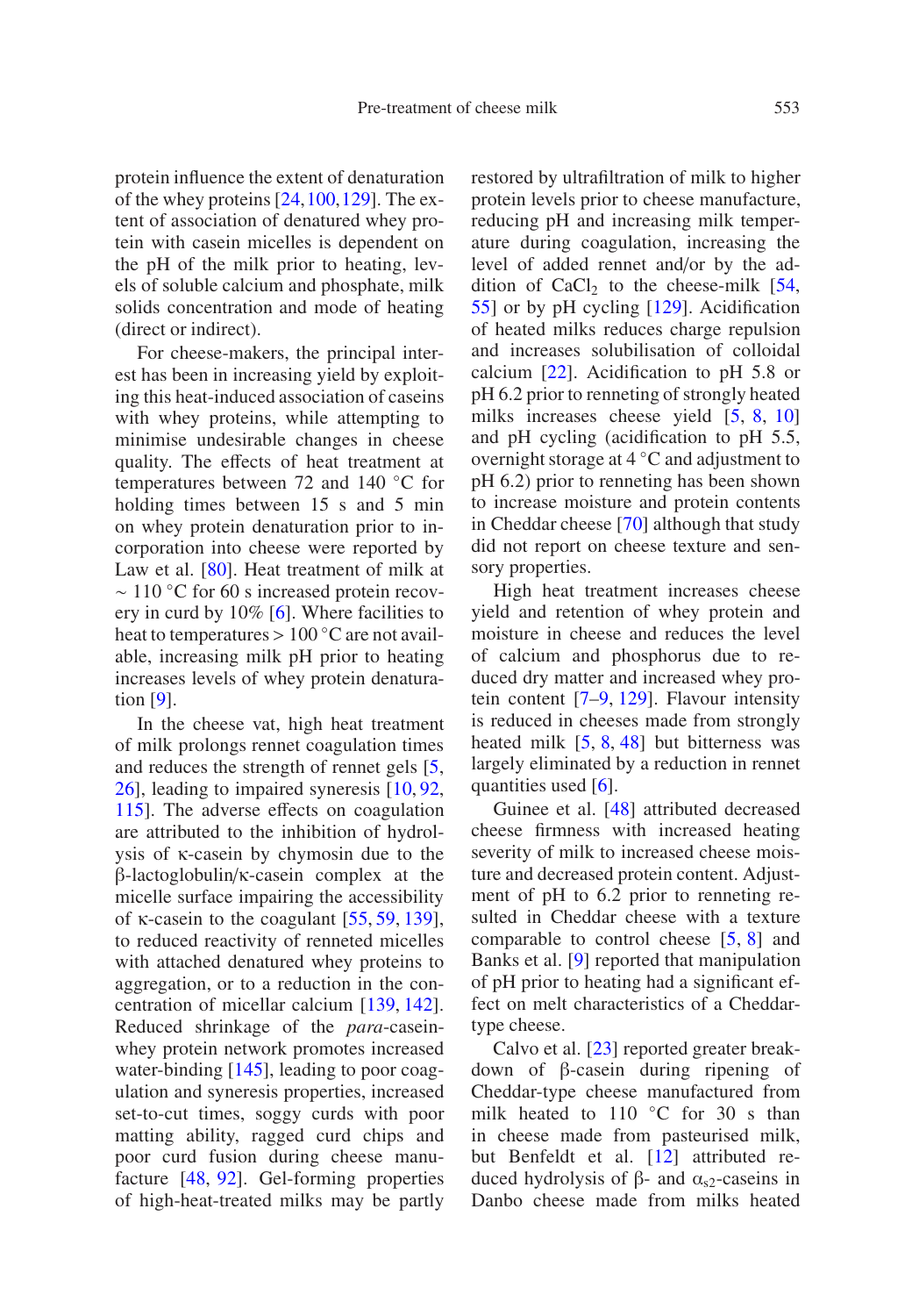protein influence the extent of denaturation of the whey proteins [24, 100, 129]. The extent of association of denatured whey protein with casein micelles is dependent on the pH of the milk prior to heating, levels of soluble calcium and phosphate, milk solids concentration and mode of heating (direct or indirect).

For cheese-makers, the principal interest has been in increasing yield by exploiting this heat-induced association of caseins with whey proteins, while attempting to minimise undesirable changes in cheese quality. The effects of heat treatment at temperatures between 72 and 140 °C for holding times between 15 s and 5 min on whey protein denaturation prior to incorporation into cheese were reported by Law et al. [80]. Heat treatment of milk at ~ 110 °C for 60 s increased protein recovery in curd by 10% [6]. Where facilities to heat to temperatures > 100 °C are not available, increasing milk pH prior to heating increases levels of whey protein denaturation [9].

In the cheese vat, high heat treatment of milk prolongs rennet coagulation times and reduces the strength of rennet gels [5, 26], leading to impaired syneresis [10, 92, 115]. The adverse effects on coagulation are attributed to the inhibition of hydrolysis of κ-casein by chymosin due to the β-lactoglobulin/κ-casein complex at the micelle surface impairing the accessibility of κ-casein to the coagulant [55, 59, 139], to reduced reactivity of renneted micelles with attached denatured whey proteins to aggregation, or to a reduction in the concentration of micellar calcium [139, 142]. Reduced shrinkage of the *para*-casein-whey protein network promotes increased water-binding [145], leading to poor coagulation and syneresis properties, increased set-to-cut times, soggy curds with poor matting ability, ragged curd chips and poor curd fusion during cheese manufacture [48, 92]. Gel-forming properties of high-heat-treated milks may be partly restored by ultrafiltration of milk to higher protein levels prior to cheese manufacture, reducing pH and increasing milk temperature during coagulation, increasing the level of added rennet and/or by the addition of $CaCl_2$ to the cheese-milk [54, 55] or by pH cycling [129]. Acidification of heated milks reduces charge repulsion and increases solubilisation of colloidal calcium [22]. Acidification to pH 5.8 or pH 6.2 prior to renneting of strongly heated milks increases cheese yield [5, 8, 10] and pH cycling (acidification to pH 5.5, overnight storage at 4 °C and adjustment to pH 6.2) prior to renneting has been shown to increase moisture and protein contents in Cheddar cheese [70] although that study did not report on cheese texture and sensory properties.

High heat treatment increases cheese yield and retention of whey protein and moisture in cheese and reduces the level of calcium and phosphorus due to reduced dry matter and increased whey protein content [7–9, 129]. Flavour intensity is reduced in cheeses made from strongly heated milk [5, 8, 48] but bitterness was largely eliminated by a reduction in rennet quantities used [6].

Guinee et al. [48] attributed decreased cheese firmness with increased heating severity of milk to increased cheese moisture and decreased protein content. Adjustment of pH to 6.2 prior to renneting resulted in Cheddar cheese with a texture comparable to control cheese [5, 8] and Banks et al. [9] reported that manipulation of pH prior to heating had a significant effect on melt characteristics of a Cheddar-type cheese.

Calvo et al. [23] reported greater breakdown of β-casein during ripening of Cheddar-type cheese manufactured from milk heated to 110 °C for 30 s than in cheese made from pasteurised milk, but Benfeldt et al. [12] attributed reduced hydrolysis of β- and $\alpha_{s2}$-caseins in Danbo cheese made from milks heated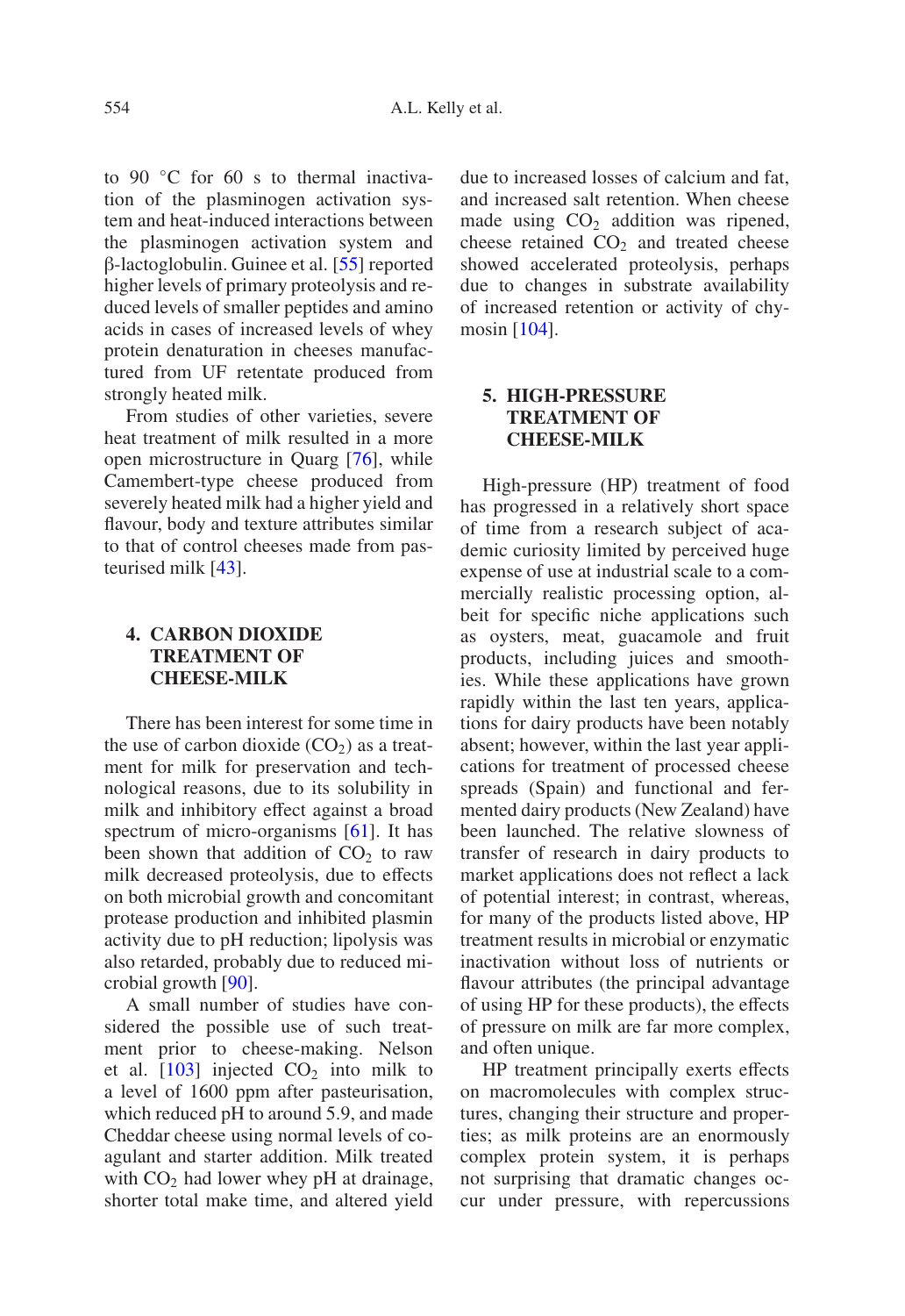to 90 °C for 60 s to thermal inactivation of the plasminogen activation system and heat-induced interactions between the plasminogen activation system and β-lactoglobulin. Guinee et al. [55] reported higher levels of primary proteolysis and reduced levels of smaller peptides and amino acids in cases of increased levels of whey protein denaturation in cheeses manufactured from UF retentate produced from strongly heated milk.

From studies of other varieties, severe heat treatment of milk resulted in a more open microstructure in Quarg [76], while Camembert-type cheese produced from severely heated milk had a higher yield and flavour, body and texture attributes similar to that of control cheeses made from pasteurised milk [43].

## 4. CARBON DIOXIDE TREATMENT OF CHEESE-MILK

There has been interest for some time in the use of carbon dioxide ($CO_2$) as a treatment for milk for preservation and technological reasons, due to its solubility in milk and inhibitory effect against a broad spectrum of micro-organisms [61]. It has been shown that addition of $CO_2$ to raw milk decreased proteolysis, due to effects on both microbial growth and concomitant protease production and inhibited plasmin activity due to pH reduction; lipolysis was also retarded, probably due to reduced microbial growth [90].

A small number of studies have considered the possible use of such treatment prior to cheese-making. Nelson et al. [103] injected $CO_2$ into milk to a level of 1600 ppm after pasteurisation, which reduced pH to around 5.9, and made Cheddar cheese using normal levels of coagulant and starter addition. Milk treated with $CO_2$ had lower whey pH at drainage, shorter total make time, and altered yield due to increased losses of calcium and fat, and increased salt retention. When cheese made using $CO_2$ addition was ripened, cheese retained $CO_2$ and treated cheese showed accelerated proteolysis, perhaps due to changes in substrate availability of increased retention or activity of chymosin [104].

## 5. HIGH-PRESSURE TREATMENT OF CHEESE-MILK

High-pressure (HP) treatment of food has progressed in a relatively short space of time from a research subject of academic curiosity limited by perceived huge expense of use at industrial scale to a commercially realistic processing option, albeit for specific niche applications such as oysters, meat, guacamole and fruit products, including juices and smoothies. While these applications have grown rapidly within the last ten years, applications for dairy products have been notably absent; however, within the last year applications for treatment of processed cheese spreads (Spain) and functional and fermented dairy products (New Zealand) have been launched. The relative slowness of transfer of research in dairy products to market applications does not reflect a lack of potential interest; in contrast, whereas, for many of the products listed above, HP treatment results in microbial or enzymatic inactivation without loss of nutrients or flavour attributes (the principal advantage of using HP for these products), the effects of pressure on milk are far more complex, and often unique.

HP treatment principally exerts effects on macromolecules with complex structures, changing their structure and properties; as milk proteins are an enormously complex protein system, it is perhaps not surprising that dramatic changes occur under pressure, with repercussions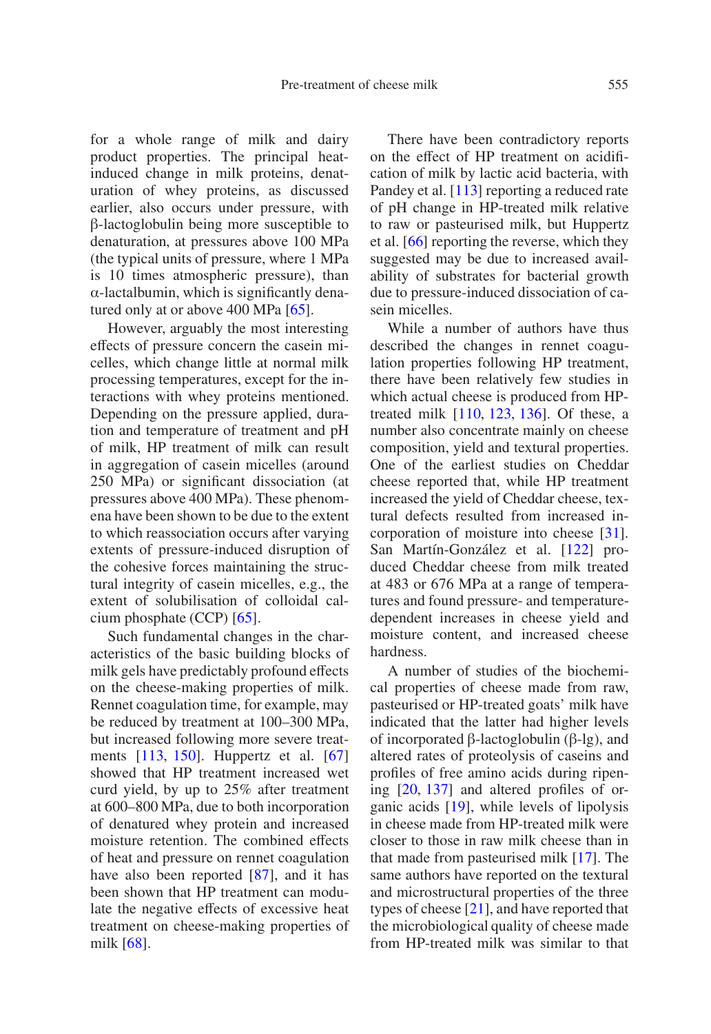for a whole range of milk and dairy product properties. The principal heat-induced change in milk proteins, denaturation of whey proteins, as discussed earlier, also occurs under pressure, with β-lactoglobulin being more susceptible to denaturation, at pressures above 100 MPa (the typical units of pressure, where 1 MPa is 10 times atmospheric pressure), than α-lactalbumin, which is significantly denatured only at or above 400 MPa [65].

However, arguably the most interesting effects of pressure concern the casein micelles, which change little at normal milk processing temperatures, except for the interactions with whey proteins mentioned. Depending on the pressure applied, duration and temperature of treatment and pH of milk, HP treatment of milk can result in aggregation of casein micelles (around 250 MPa) or significant dissociation (at pressures above 400 MPa). These phenomena have been shown to be due to the extent to which reassociation occurs after varying extents of pressure-induced disruption of the cohesive forces maintaining the structural integrity of casein micelles, e.g., the extent of solubilisation of colloidal calcium phosphate (CCP) [65].

Such fundamental changes in the characteristics of the basic building blocks of milk gels have predictably profound effects on the cheese-making properties of milk. Rennet coagulation time, for example, may be reduced by treatment at 100–300 MPa, but increased following more severe treatments [113, 150]. Huppertz et al. [67] showed that HP treatment increased wet curd yield, by up to 25% after treatment at 600–800 MPa, due to both incorporation of denatured whey protein and increased moisture retention. The combined effects of heat and pressure on rennet coagulation have also been reported [87], and it has been shown that HP treatment can modulate the negative effects of excessive heat treatment on cheese-making properties of milk [68].

There have been contradictory reports on the effect of HP treatment on acidification of milk by lactic acid bacteria, with Pandey et al. [113] reporting a reduced rate of pH change in HP-treated milk relative to raw or pasteurised milk, but Huppertz et al. [66] reporting the reverse, which they suggested may be due to increased availability of substrates for bacterial growth due to pressure-induced dissociation of casein micelles.

While a number of authors have thus described the changes in rennet coagulation properties following HP treatment, there have been relatively few studies in which actual cheese is produced from HP-treated milk [110, 123, 136]. Of these, a number also concentrate mainly on cheese composition, yield and textural properties. One of the earliest studies on Cheddar cheese reported that, while HP treatment increased the yield of Cheddar cheese, textural defects resulted from increased incorporation of moisture into cheese [31]. San Martín-González et al. [122] produced Cheddar cheese from milk treated at 483 or 676 MPa at a range of temperatures and found pressure- and temperature-dependent increases in cheese yield and moisture content, and increased cheese hardness.

A number of studies of the biochemical properties of cheese made from raw, pasteurised or HP-treated goats' milk have indicated that the latter had higher levels of incorporated β-lactoglobulin (β-lg), and altered rates of proteolysis of caseins and profiles of free amino acids during ripening [20, 137] and altered profiles of organic acids [19], while levels of lipolysis in cheese made from HP-treated milk were closer to those in raw milk cheese than in that made from pasteurised milk [17]. The same authors have reported on the textural and microstructural properties of the three types of cheese [21], and have reported that the microbiological quality of cheese made from HP-treated milk was similar to that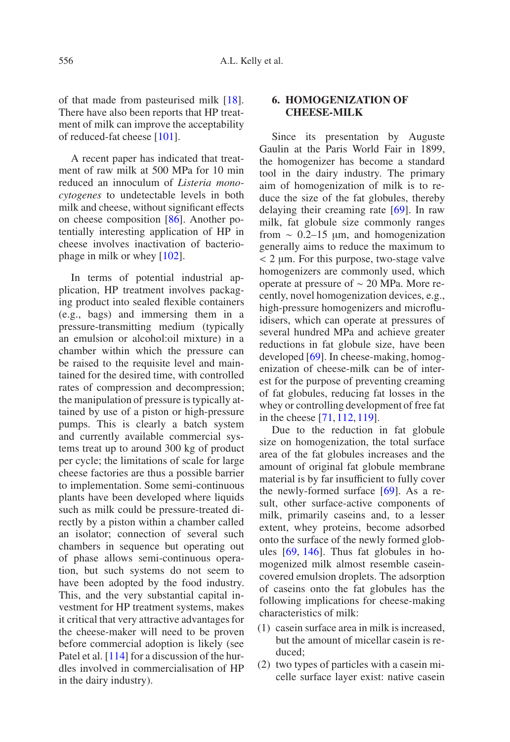of that made from pasteurised milk [18]. There have also been reports that HP treatment of milk can improve the acceptability of reduced-fat cheese [101].

A recent paper has indicated that treatment of raw milk at 500 MPa for 10 min reduced an innoculum of *Listeria monocytogenes* to undetectable levels in both milk and cheese, without significant effects on cheese composition [86]. Another potentially interesting application of HP in cheese involves inactivation of bacteriophage in milk or whey [102].

In terms of potential industrial application, HP treatment involves packaging product into sealed flexible containers (e.g., bags) and immersing them in a pressure-transmitting medium (typically an emulsion or alcohol:oil mixture) in a chamber within which the pressure can be raised to the requisite level and maintained for the desired time, with controlled rates of compression and decompression; the manipulation of pressure is typically attained by use of a piston or high-pressure pumps. This is clearly a batch system and currently available commercial systems treat up to around 300 kg of product per cycle; the limitations of scale for large cheese factories are thus a possible barrier to implementation. Some semi-continuous plants have been developed where liquids such as milk could be pressure-treated directly by a piston within a chamber called an isolator; connection of several such chambers in sequence but operating out of phase allows semi-continuous operation, but such systems do not seem to have been adopted by the food industry. This, and the very substantial capital investment for HP treatment systems, makes it critical that very attractive advantages for the cheese-maker will need to be proven before commercial adoption is likely (see Patel et al. [114] for a discussion of the hurdles involved in commercialisation of HP in the dairy industry).

## 6. HOMOGENIZATION OF CHEESE-MILK

Since its presentation by Auguste Gaulin at the Paris World Fair in 1899, the homogenizer has become a standard tool in the dairy industry. The primary aim of homogenization of milk is to reduce the size of the fat globules, thereby delaying their creaming rate [69]. In raw milk, fat globule size commonly ranges from ~ 0.2–15 μm, and homogenization generally aims to reduce the maximum to < 2 μm. For this purpose, two-stage valve homogenizers are commonly used, which operate at pressure of ~ 20 MPa. More recently, novel homogenization devices, e.g., high-pressure homogenizers and microfluidisers, which can operate at pressures of several hundred MPa and achieve greater reductions in fat globule size, have been developed [69]. In cheese-making, homogenization of cheese-milk can be of interest for the purpose of preventing creaming of fat globules, reducing fat losses in the whey or controlling development of free fat in the cheese [71, 112, 119].

Due to the reduction in fat globule size on homogenization, the total surface area of the fat globules increases and the amount of original fat globule membrane material is by far insufficient to fully cover the newly-formed surface [69]. As a result, other surface-active components of milk, primarily caseins and, to a lesser extent, whey proteins, become adsorbed onto the surface of the newly formed globules [69, 146]. Thus fat globules in homogenized milk almost resemble casein-covered emulsion droplets. The adsorption of caseins onto the fat globules has the following implications for cheese-making characteristics of milk:

(1) casein surface area in milk is increased, but the amount of micellar casein is reduced;
(2) two types of particles with a casein micelle surface layer exist: native casein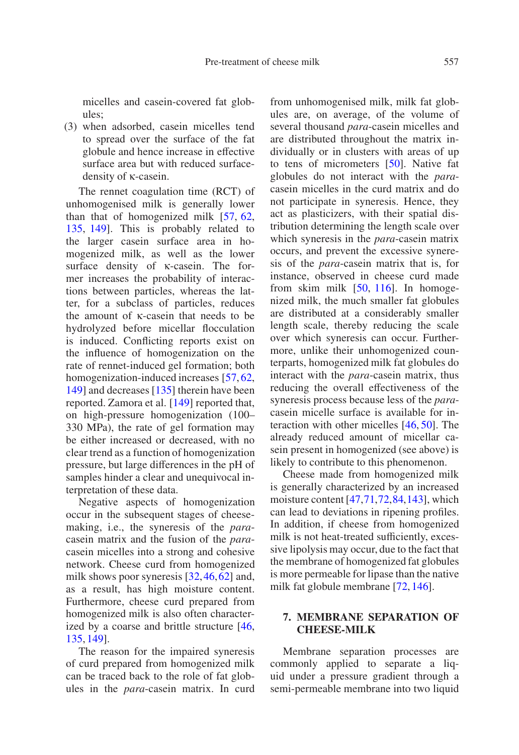micelles and casein-covered fat globules;

(3) when adsorbed, casein micelles tend to spread over the surface of the fat globule and hence increase in effective surface area but with reduced surface-density of κ-casein.

The rennet coagulation time (RCT) of unhomogenised milk is generally lower than that of homogenized milk [57, 62, 135, 149]. This is probably related to the larger casein surface area in homogenized milk, as well as the lower surface density of κ-casein. The former increases the probability of interactions between particles, whereas the latter, for a subclass of particles, reduces the amount of κ-casein that needs to be hydrolyzed before micellar flocculation is induced. Conflicting reports exist on the influence of homogenization on the rate of rennet-induced gel formation; both homogenization-induced increases [57, 62, 149] and decreases [135] therein have been reported. Zamora et al. [149] reported that, on high-pressure homogenization (100–330 MPa), the rate of gel formation may be either increased or decreased, with no clear trend as a function of homogenization pressure, but large differences in the pH of samples hinder a clear and unequivocal interpretation of these data.

Negative aspects of homogenization occur in the subsequent stages of cheese-making, i.e., the syneresis of the *para*-casein matrix and the fusion of the *para*-casein micelles into a strong and cohesive network. Cheese curd from homogenized milk shows poor syneresis [32, 46, 62] and, as a result, has high moisture content. Furthermore, cheese curd prepared from homogenized milk is also often characterized by a coarse and brittle structure [46, 135, 149].

The reason for the impaired syneresis of curd prepared from homogenized milk can be traced back to the role of fat globules in the *para*-casein matrix. In curd from unhomogenised milk, milk fat globules are, on average, of the volume of several thousand *para*-casein micelles and are distributed throughout the matrix individually or in clusters with areas of up to tens of micrometers [50]. Native fat globules do not interact with the *para*-casein micelles in the curd matrix and do not participate in syneresis. Hence, they act as plasticizers, with their spatial distribution determining the length scale over which syneresis in the *para*-casein matrix occurs, and prevent the excessive syneresis of the *para*-casein matrix that is, for instance, observed in cheese curd made from skim milk [50, 116]. In homogenized milk, the much smaller fat globules are distributed at a considerably smaller length scale, thereby reducing the scale over which syneresis can occur. Furthermore, unlike their unhomogenized counterparts, homogenized milk fat globules do interact with the *para*-casein matrix, thus reducing the overall effectiveness of the syneresis process because less of the *para*-casein micelle surface is available for interaction with other micelles [46, 50]. The already reduced amount of micellar casein present in homogenized (see above) is likely to contribute to this phenomenon.

Cheese made from homogenized milk is generally characterized by an increased moisture content [47, 71, 72, 84, 143], which can lead to deviations in ripening profiles. In addition, if cheese from homogenized milk is not heat-treated sufficiently, excessive lipolysis may occur, due to the fact that the membrane of homogenized fat globules is more permeable for lipase than the native milk fat globule membrane [72, 146].

## 7. MEMBRANE SEPARATION OF CHEESE-MILK

Membrane separation processes are commonly applied to separate a liquid under a pressure gradient through a semi-permeable membrane into two liquid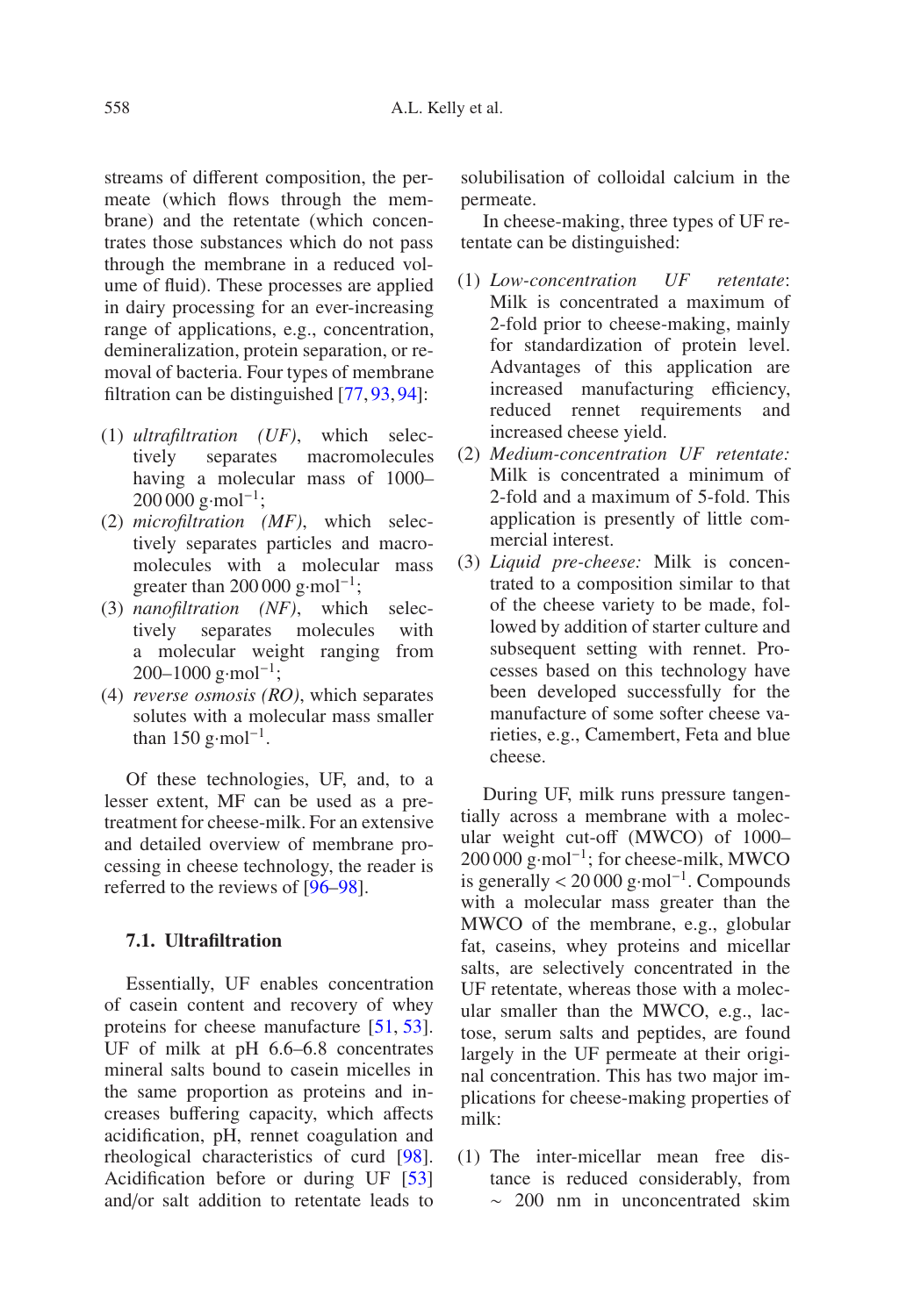streams of different composition, the permeate (which flows through the membrane) and the retentate (which concentrates those substances which do not pass through the membrane in a reduced volume of fluid). These processes are applied in dairy processing for an ever-increasing range of applications, e.g., concentration, demineralization, protein separation, or removal of bacteria. Four types of membrane filtration can be distinguished [77, 93, 94]:

(1) *ultrafiltration (UF)*, which selectively separates macromolecules having a molecular mass of 1000–200 000 g·mol$^{-1}$;
(2) *microfiltration (MF)*, which selectively separates particles and macromolecules with a molecular mass greater than 200 000 g·mol$^{-1}$;
(3) *nanofiltration (NF)*, which selectively separates molecules with a molecular weight ranging from 200–1000 g·mol$^{-1}$;
(4) *reverse osmosis (RO)*, which separates solutes with a molecular mass smaller than 150 g·mol$^{-1}$.

Of these technologies, UF, and, to a lesser extent, MF can be used as a pretreatment for cheese-milk. For an extensive and detailed overview of membrane processing in cheese technology, the reader is referred to the reviews of [96–98].

### 7.1. Ultrafiltration

Essentially, UF enables concentration of casein content and recovery of whey proteins for cheese manufacture [51, 53]. UF of milk at pH 6.6–6.8 concentrates mineral salts bound to casein micelles in the same proportion as proteins and increases buffering capacity, which affects acidification, pH, rennet coagulation and rheological characteristics of curd [98]. Acidification before or during UF [53] and/or salt addition to retentate leads to solubilisation of colloidal calcium in the permeate.

In cheese-making, three types of UF retentate can be distinguished:

(1) *Low-concentration UF retentate*: Milk is concentrated a maximum of 2-fold prior to cheese-making, mainly for standardization of protein level. Advantages of this application are increased manufacturing efficiency, reduced rennet requirements and increased cheese yield.
(2) *Medium-concentration UF retentate:* Milk is concentrated a minimum of 2-fold and a maximum of 5-fold. This application is presently of little commercial interest.
(3) *Liquid pre-cheese:* Milk is concentrated to a composition similar to that of the cheese variety to be made, followed by addition of starter culture and subsequent setting with rennet. Processes based on this technology have been developed successfully for the manufacture of some softer cheese varieties, e.g., Camembert, Feta and blue cheese.

During UF, milk runs pressure tangentially across a membrane with a molecular weight cut-off (MWCO) of 1000–200 000 g·mol$^{-1}$; for cheese-milk, MWCO is generally < 20 000 g·mol$^{-1}$. Compounds with a molecular mass greater than the MWCO of the membrane, e.g., globular fat, caseins, whey proteins and micellar salts, are selectively concentrated in the UF retentate, whereas those with a molecular smaller than the MWCO, e.g., lactose, serum salts and peptides, are found largely in the UF permeate at their original concentration. This has two major implications for cheese-making properties of milk:

(1) The inter-micellar mean free distance is reduced considerably, from ~ 200 nm in unconcentrated skim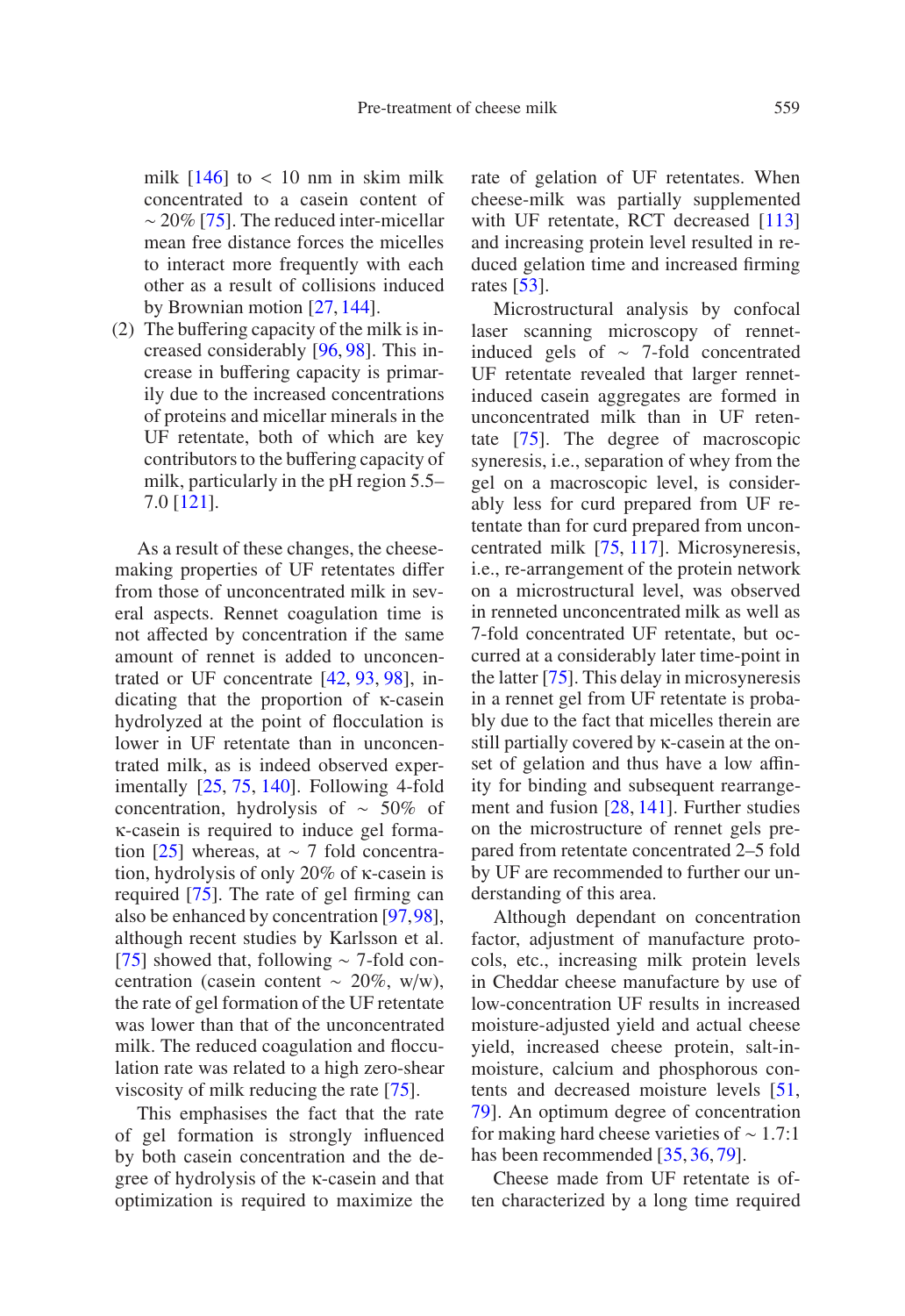milk [146] to < 10 nm in skim milk concentrated to a casein content of ~ 20% [75]. The reduced inter-micellar mean free distance forces the micelles to interact more frequently with each other as a result of collisions induced by Brownian motion [27, 144].

(2) The buffering capacity of the milk is increased considerably [96, 98]. This increase in buffering capacity is primarily due to the increased concentrations of proteins and micellar minerals in the UF retentate, both of which are key contributors to the buffering capacity of milk, particularly in the pH region 5.5–7.0 [121].

As a result of these changes, the cheese-making properties of UF retentates differ from those of unconcentrated milk in several aspects. Rennet coagulation time is not affected by concentration if the same amount of rennet is added to unconcentrated or UF concentrate [42, 93, 98], indicating that the proportion of κ-casein hydrolyzed at the point of flocculation is lower in UF retentate than in unconcentrated milk, as is indeed observed experimentally [25, 75, 140]. Following 4-fold concentration, hydrolysis of ~ 50% of κ-casein is required to induce gel formation [25] whereas, at ~ 7 fold concentration, hydrolysis of only 20% of κ-casein is required [75]. The rate of gel firming can also be enhanced by concentration [97, 98], although recent studies by Karlsson et al. [75] showed that, following ~ 7-fold concentration (casein content ~ 20%, w/w), the rate of gel formation of the UF retentate was lower than that of the unconcentrated milk. The reduced coagulation and flocculation rate was related to a high zero-shear viscosity of milk reducing the rate [75].

This emphasises the fact that the rate of gel formation is strongly influenced by both casein concentration and the degree of hydrolysis of the κ-casein and that optimization is required to maximize the rate of gelation of UF retentates. When cheese-milk was partially supplemented with UF retentate, RCT decreased [113] and increasing protein level resulted in reduced gelation time and increased firming rates [53].

Microstructural analysis by confocal laser scanning microscopy of rennet-induced gels of ~ 7-fold concentrated UF retentate revealed that larger rennet-induced casein aggregates are formed in unconcentrated milk than in UF retentate [75]. The degree of macroscopic syneresis, i.e., separation of whey from the gel on a macroscopic level, is considerably less for curd prepared from UF retentate than for curd prepared from unconcentrated milk [75, 117]. Microsyneresis, i.e., re-arrangement of the protein network on a microstructural level, was observed in renneted unconcentrated milk as well as 7-fold concentrated UF retentate, but occurred at a considerably later time-point in the latter [75]. This delay in microsyneresis in a rennet gel from UF retentate is probably due to the fact that micelles therein are still partially covered by κ-casein at the onset of gelation and thus have a low affinity for binding and subsequent rearrangement and fusion [28, 141]. Further studies on the microstructure of rennet gels prepared from retentate concentrated 2–5 fold by UF are recommended to further our understanding of this area.

Although dependant on concentration factor, adjustment of manufacture protocols, etc., increasing milk protein levels in Cheddar cheese manufacture by use of low-concentration UF results in increased moisture-adjusted yield and actual cheese yield, increased cheese protein, salt-in-moisture, calcium and phosphorous contents and decreased moisture levels [51, 79]. An optimum degree of concentration for making hard cheese varieties of ~ 1.7:1 has been recommended [35, 36, 79].

Cheese made from UF retentate is often characterized by a long time required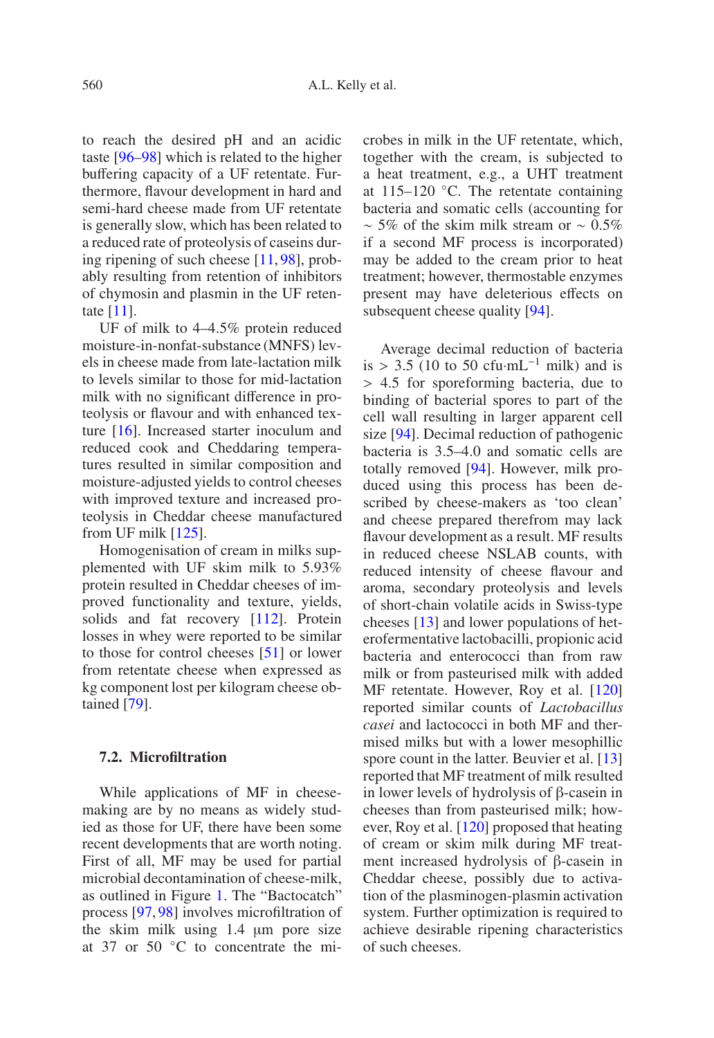to reach the desired pH and an acidic taste [96–98] which is related to the higher buffering capacity of a UF retentate. Furthermore, flavour development in hard and semi-hard cheese made from UF retentate is generally slow, which has been related to a reduced rate of proteolysis of caseins during ripening of such cheese [11, 98], probably resulting from retention of inhibitors of chymosin and plasmin in the UF retentate [11].

UF of milk to 4–4.5% protein reduced moisture-in-nonfat-substance (MNFS) levels in cheese made from late-lactation milk to levels similar to those for mid-lactation milk with no significant difference in proteolysis or flavour and with enhanced texture [16]. Increased starter inoculum and reduced cook and Cheddaring temperatures resulted in similar composition and moisture-adjusted yields to control cheeses with improved texture and increased proteolysis in Cheddar cheese manufactured from UF milk [125].

Homogenisation of cream in milks supplemented with UF skim milk to 5.93% protein resulted in Cheddar cheeses of improved functionality and texture, yields, solids and fat recovery [112]. Protein losses in whey were reported to be similar to those for control cheeses [51] or lower from retentate cheese when expressed as kg component lost per kilogram cheese obtained [79].

### 7.2. Microfiltration

While applications of MF in cheesemaking are by no means as widely studied as those for UF, there have been some recent developments that are worth noting. First of all, MF may be used for partial microbial decontamination of cheese-milk, as outlined in Figure 1. The "Bactocatch" process [97, 98] involves microfiltration of the skim milk using 1.4 μm pore size at 37 or 50 °C to concentrate the microbes in milk in the UF retentate, which, together with the cream, is subjected to a heat treatment, e.g., a UHT treatment at 115–120 °C. The retentate containing bacteria and somatic cells (accounting for ~ 5% of the skim milk stream or ~ 0.5% if a second MF process is incorporated) may be added to the cream prior to heat treatment; however, thermostable enzymes present may have deleterious effects on subsequent cheese quality [94].

Average decimal reduction of bacteria is > 3.5 (10 to 50 cfu·mL$^{-1}$ milk) and is > 4.5 for sporeforming bacteria, due to binding of bacterial spores to part of the cell wall resulting in larger apparent cell size [94]. Decimal reduction of pathogenic bacteria is 3.5–4.0 and somatic cells are totally removed [94]. However, milk produced using this process has been described by cheese-makers as 'too clean' and cheese prepared therefrom may lack flavour development as a result. MF results in reduced cheese NSLAB counts, with reduced intensity of cheese flavour and aroma, secondary proteolysis and levels of short-chain volatile acids in Swiss-type cheeses [13] and lower populations of heterofermentative lactobacilli, propionic acid bacteria and enterococci than from raw milk or from pasteurised milk with added MF retentate. However, Roy et al. [120] reported similar counts of *Lactobacillus casei* and lactococci in both MF and thermised milks but with a lower mesophillic spore count in the latter. Beuvier et al. [13] reported that MF treatment of milk resulted in lower levels of hydrolysis of β-casein in cheeses than from pasteurised milk; however, Roy et al. [120] proposed that heating of cream or skim milk during MF treatment increased hydrolysis of β-casein in Cheddar cheese, possibly due to activation of the plasminogen-plasmin activation system. Further optimization is required to achieve desirable ripening characteristics of such cheeses.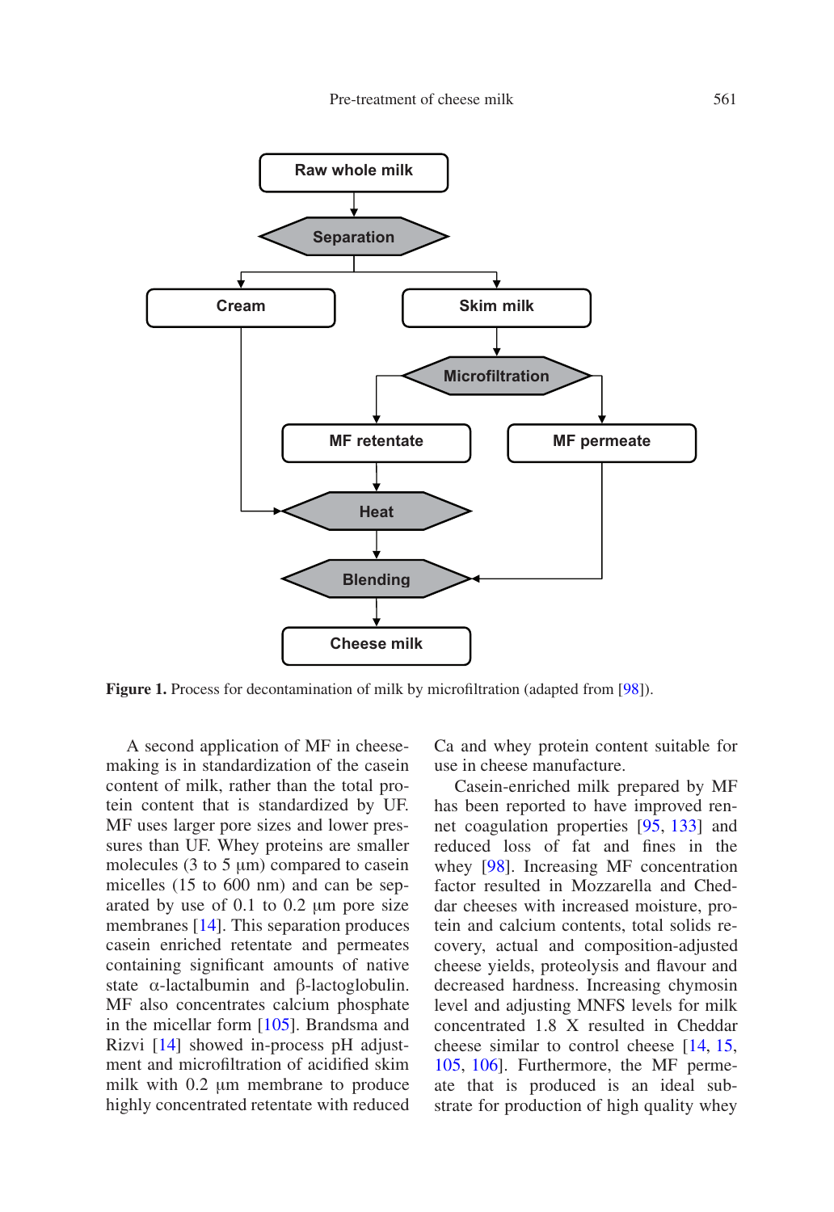Raw whole milk

Separation

Cream

Skim milk

Microfiltration

MF retentate

MF permeate

Heat

Blending

Cheese milk

**Figure 1.** Process for decontamination of milk by microfiltration (adapted from [98]).

A second application of MF in cheese-making is in standardization of the casein content of milk, rather than the total protein content that is standardized by UF. MF uses larger pore sizes and lower pressures than UF. Whey proteins are smaller molecules (3 to 5 μm) compared to casein micelles (15 to 600 nm) and can be separated by use of 0.1 to 0.2 μm pore size membranes [14]. This separation produces casein enriched retentate and permeates containing significant amounts of native state α-lactalbumin and β-lactoglobulin. MF also concentrates calcium phosphate in the micellar form [105]. Brandsma and Rizvi [14] showed in-process pH adjustment and microfiltration of acidified skim milk with 0.2 μm membrane to produce highly concentrated retentate with reduced Ca and whey protein content suitable for use in cheese manufacture.

Casein-enriched milk prepared by MF has been reported to have improved rennet coagulation properties [95, 133] and reduced loss of fat and fines in the whey [98]. Increasing MF concentration factor resulted in Mozzarella and Cheddar cheeses with increased moisture, protein and calcium contents, total solids recovery, actual and composition-adjusted cheese yields, proteolysis and flavour and decreased hardness. Increasing chymosin level and adjusting MNFS levels for milk concentrated 1.8 X resulted in Cheddar cheese similar to control cheese [14, 15, 105, 106]. Furthermore, the MF permeate that is produced is an ideal substrate for production of high quality whey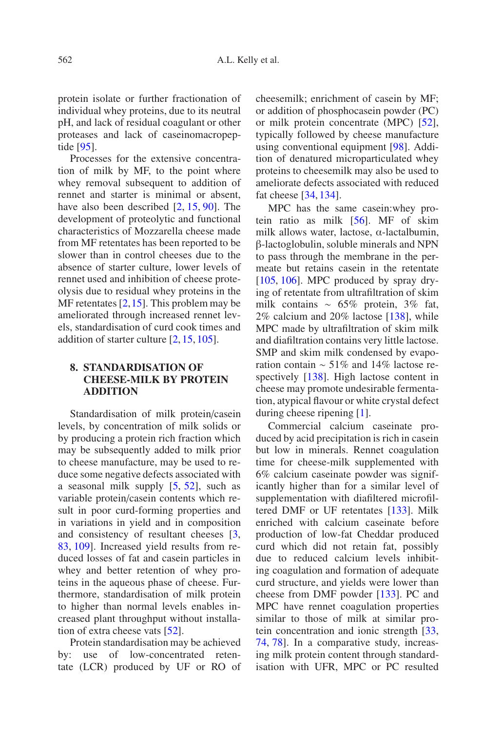protein isolate or further fractionation of individual whey proteins, due to its neutral pH, and lack of residual coagulant or other proteases and lack of caseinomacropeptide [95].

Processes for the extensive concentration of milk by MF, to the point where whey removal subsequent to addition of rennet and starter is minimal or absent, have also been described [2, 15, 90]. The development of proteolytic and functional characteristics of Mozzarella cheese made from MF retentates has been reported to be slower than in control cheeses due to the absence of starter culture, lower levels of rennet used and inhibition of cheese proteolysis due to residual whey proteins in the MF retentates [2, 15]. This problem may be ameliorated through increased rennet levels, standardisation of curd cook times and addition of starter culture [2, 15, 105].

## 8. STANDARDISATION OF CHEESE-MILK BY PROTEIN ADDITION

Standardisation of milk protein/casein levels, by concentration of milk solids or by producing a protein rich fraction which may be subsequently added to milk prior to cheese manufacture, may be used to reduce some negative defects associated with a seasonal milk supply [5, 52], such as variable protein/casein contents which result in poor curd-forming properties and in variations in yield and in composition and consistency of resultant cheeses [3, 83, 109]. Increased yield results from reduced losses of fat and casein particles in whey and better retention of whey proteins in the aqueous phase of cheese. Furthermore, standardisation of milk protein to higher than normal levels enables increased plant throughput without installation of extra cheese vats [52].

Protein standardisation may be achieved by: use of low-concentrated retentate (LCR) produced by UF or RO of cheesemilk; enrichment of casein by MF; or addition of phosphocasein powder (PC) or milk protein concentrate (MPC) [52], typically followed by cheese manufacture using conventional equipment [98]. Addition of denatured microparticulated whey proteins to cheesemilk may also be used to ameliorate defects associated with reduced fat cheese [34, 134].

MPC has the same casein:whey protein ratio as milk [56]. MF of skim milk allows water, lactose, α-lactalbumin, β-lactoglobulin, soluble minerals and NPN to pass through the membrane in the permeate but retains casein in the retentate [105, 106]. MPC produced by spray drying of retentate from ultrafiltration of skim milk contains ~ 65% protein, 3% fat, 2% calcium and 20% lactose [138], while MPC made by ultrafiltration of skim milk and diafiltration contains very little lactose. SMP and skim milk condensed by evaporation contain ~ 51% and 14% lactose respectively [138]. High lactose content in cheese may promote undesirable fermentation, atypical flavour or white crystal defect during cheese ripening [1].

Commercial calcium caseinate produced by acid precipitation is rich in casein but low in minerals. Rennet coagulation time for cheese-milk supplemented with 6% calcium caseinate powder was significantly higher than for a similar level of supplementation with diafiltered microfiltered DMF or UF retentates [133]. Milk enriched with calcium caseinate before production of low-fat Cheddar produced curd which did not retain fat, possibly due to reduced calcium levels inhibiting coagulation and formation of adequate curd structure, and yields were lower than cheese from DMF powder [133]. PC and MPC have rennet coagulation properties similar to those of milk at similar protein concentration and ionic strength [33, 74, 78]. In a comparative study, increasing milk protein content through standardisation with UFR, MPC or PC resulted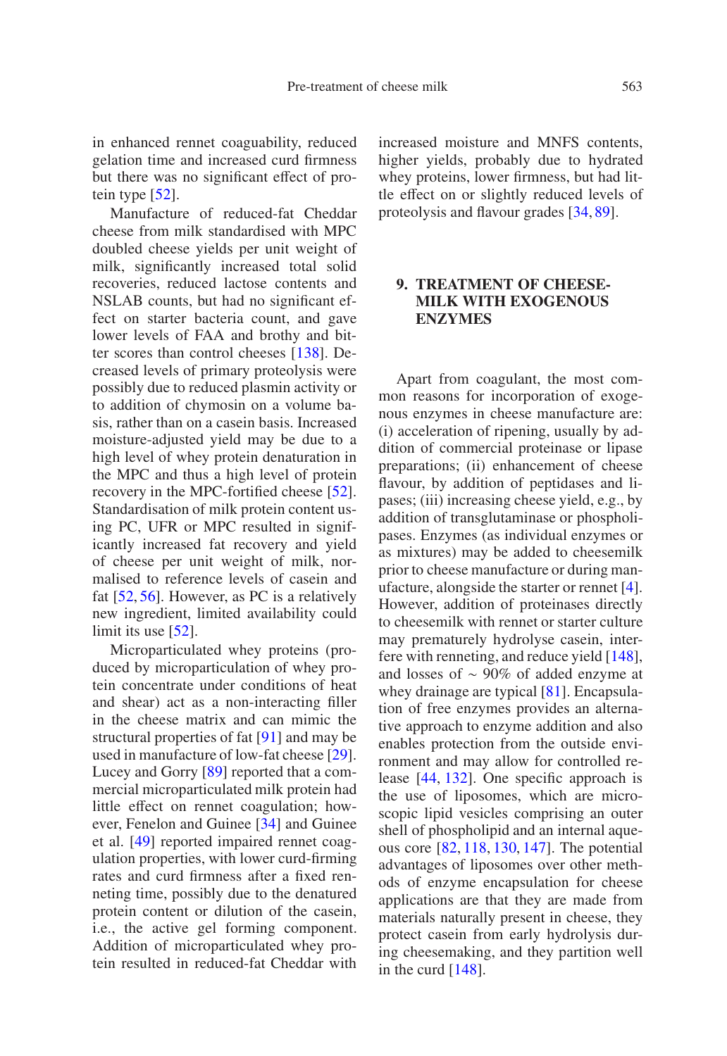in enhanced rennet coagulability, reduced gelation time and increased curd firmness but there was no significant effect of protein type [52].

Manufacture of reduced-fat Cheddar cheese from milk standardised with MPC doubled cheese yields per unit weight of milk, significantly increased total solid recoveries, reduced lactose contents and NSLAB counts, but had no significant effect on starter bacteria count, and gave lower levels of FAA and brothy and bitter scores than control cheeses [138]. Decreased levels of primary proteolysis were possibly due to reduced plasmin activity or to addition of chymosin on a volume basis, rather than on a casein basis. Increased moisture-adjusted yield may be due to a high level of whey protein denaturation in the MPC and thus a high level of protein recovery in the MPC-fortified cheese [52]. Standardisation of milk protein content using PC, UFR or MPC resulted in significantly increased fat recovery and yield of cheese per unit weight of milk, normalised to reference levels of casein and fat [52, 56]. However, as PC is a relatively new ingredient, limited availability could limit its use [52].

Microparticulated whey proteins (produced by microparticulation of whey protein concentrate under conditions of heat and shear) act as a non-interacting filler in the cheese matrix and can mimic the structural properties of fat [91] and may be used in manufacture of low-fat cheese [29]. Lucey and Gorry [89] reported that a commercial microparticulated milk protein had little effect on rennet coagulation; however, Fenelon and Guinee [34] and Guinee et al. [49] reported impaired rennet coagulation properties, with lower curd-firming rates and curd firmness after a fixed renneting time, possibly due to the denatured protein content or dilution of the casein, i.e., the active gel forming component. Addition of microparticulated whey protein resulted in reduced-fat Cheddar with increased moisture and MNFS contents, higher yields, probably due to hydrated whey proteins, lower firmness, but had little effect on or slightly reduced levels of proteolysis and flavour grades [34, 89].

## 9. TREATMENT OF CHEESEMILK WITH EXOGENOUS ENZYMES

Apart from coagulant, the most common reasons for incorporation of exogenous enzymes in cheese manufacture are: (i) acceleration of ripening, usually by addition of commercial proteinase or lipase preparations; (ii) enhancement of cheese flavour, by addition of peptidases and lipases; (iii) increasing cheese yield, e.g., by addition of transglutaminase or phospholipases. Enzymes (as individual enzymes or as mixtures) may be added to cheesemilk prior to cheese manufacture or during manufacture, alongside the starter or rennet [4]. However, addition of proteinases directly to cheesemilk with rennet or starter culture may prematurely hydrolyse casein, interfere with renneting, and reduce yield [148], and losses of ~ 90% of added enzyme at whey drainage are typical [81]. Encapsulation of free enzymes provides an alternative approach to enzyme addition and also enables protection from the outside environment and may allow for controlled release [44, 132]. One specific approach is the use of liposomes, which are microscopic lipid vesicles comprising an outer shell of phospholipid and an internal aqueous core [82, 118, 130, 147]. The potential advantages of liposomes over other methods of enzyme encapsulation for cheese applications are that they are made from materials naturally present in cheese, they protect casein from early hydrolysis during cheesemaking, and they partition well in the curd [148].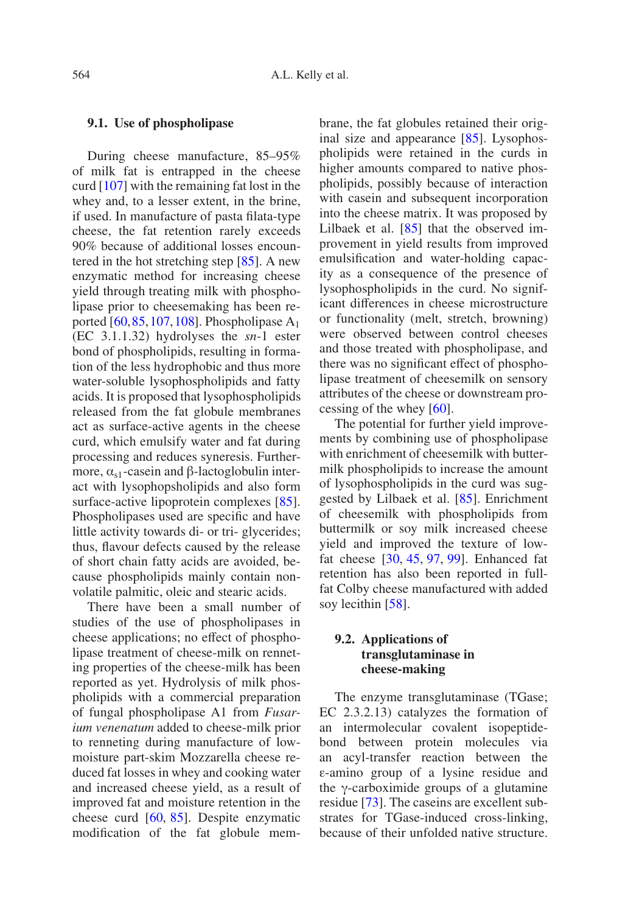### 9.1. Use of phospholipase

During cheese manufacture, 85–95% of milk fat is entrapped in the cheese curd [107] with the remaining fat lost in the whey and, to a lesser extent, in the brine, if used. In manufacture of pasta filata-type cheese, the fat retention rarely exceeds 90% because of additional losses encountered in the hot stretching step [85]. A new enzymatic method for increasing cheese yield through treating milk with phospholipase prior to cheesemaking has been reported [60, 85, 107, 108]. Phospholipase $A_1$ (EC 3.1.1.32) hydrolyses the *sn*-1 ester bond of phospholipids, resulting in formation of the less hydrophobic and thus more water-soluble lysophospholipids and fatty acids. It is proposed that lysophospholipids released from the fat globule membranes act as surface-active agents in the cheese curd, which emulsify water and fat during processing and reduces syneresis. Furthermore, $\alpha_{s1}$-casein and β-lactoglobulin interact with lysophopsholipids and also form surface-active lipoprotein complexes [85]. Phospholipases used are specific and have little activity towards di- or tri- glycerides; thus, flavour defects caused by the release of short chain fatty acids are avoided, because phospholipids mainly contain non-volatile palmitic, oleic and stearic acids.

There have been a small number of studies of the use of phospholipases in cheese applications; no effect of phospholipase treatment of cheese-milk on renneting properties of the cheese-milk has been reported as yet. Hydrolysis of milk phospholipids with a commercial preparation of fungal phospholipase A1 from *Fusarium venenatum* added to cheese-milk prior to renneting during manufacture of low-moisture part-skim Mozzarella cheese reduced fat losses in whey and cooking water and increased cheese yield, as a result of improved fat and moisture retention in the cheese curd [60, 85]. Despite enzymatic modification of the fat globule membrane, the fat globules retained their original size and appearance [85]. Lysophospholipids were retained in the curds in higher amounts compared to native phospholipids, possibly because of interaction with casein and subsequent incorporation into the cheese matrix. It was proposed by Lilbaek et al. [85] that the observed improvement in yield results from improved emulsification and water-holding capacity as a consequence of the presence of lysophospholipids in the curd. No significant differences in cheese microstructure or functionality (melt, stretch, browning) were observed between control cheeses and those treated with phospholipase, and there was no significant effect of phospholipase treatment of cheesemilk on sensory attributes of the cheese or downstream processing of the whey [60].

The potential for further yield improvements by combining use of phospholipase with enrichment of cheesemilk with buttermilk phospholipids to increase the amount of lysophospholipids in the curd was suggested by Lilbaek et al. [85]. Enrichment of cheesemilk with phospholipids from buttermilk or soy milk increased cheese yield and improved the texture of low-fat cheese [30, 45, 97, 99]. Enhanced fat retention has also been reported in full-fat Colby cheese manufactured with added soy lecithin [58].

### 9.2. Applications of transglutaminase in cheese-making

The enzyme transglutaminase (TGase; EC 2.3.2.13) catalyzes the formation of an intermolecular covalent isopeptide-bond between protein molecules via an acyl-transfer reaction between the ε-amino group of a lysine residue and the γ-carboximide groups of a glutamine residue [73]. The caseins are excellent substrates for TGase-induced cross-linking, because of their unfolded native structure.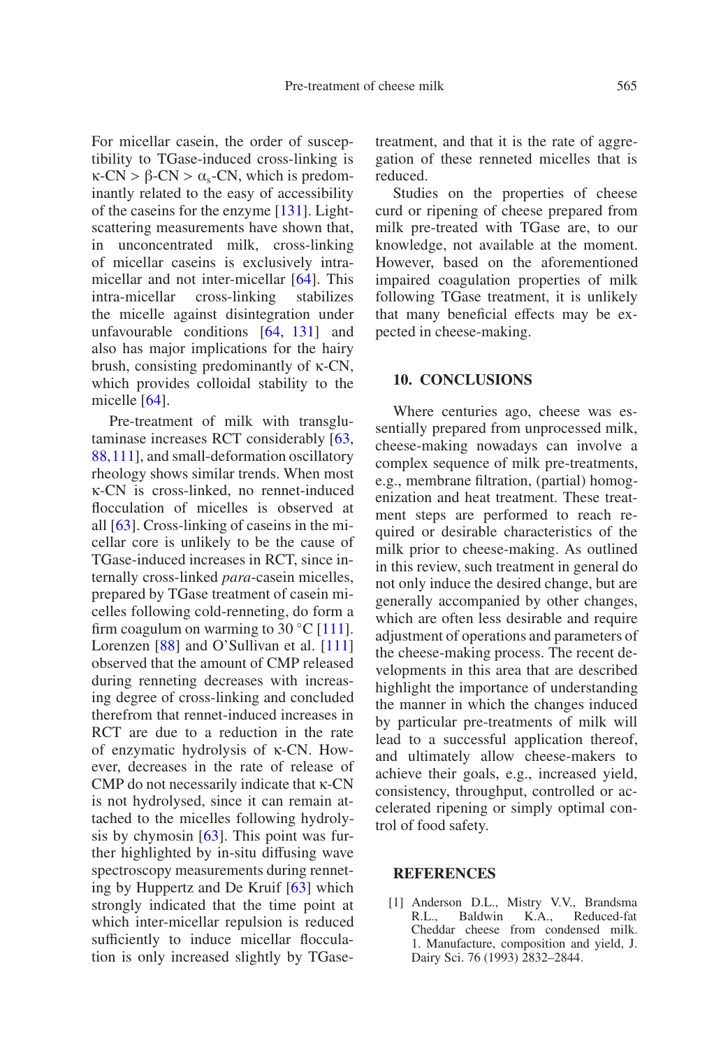For micellar casein, the order of susceptibility to TGase-induced cross-linking is κ-CN > β-CN > $\alpha_s$-CN, which is predominantly related to the easy of accessibility of the caseins for the enzyme [131]. Light-scattering measurements have shown that, in unconcentrated milk, cross-linking of micellar caseins is exclusively intra-micellar and not inter-micellar [64]. This intra-micellar cross-linking stabilizes the micelle against disintegration under unfavourable conditions [64, 131] and also has major implications for the hairy brush, consisting predominantly of κ-CN, which provides colloidal stability to the micelle [64].

Pre-treatment of milk with transglutaminase increases RCT considerably [63, 88,111], and small-deformation oscillatory rheology shows similar trends. When most κ-CN is cross-linked, no rennet-induced flocculation of micelles is observed at all [63]. Cross-linking of caseins in the micellar core is unlikely to be the cause of TGase-induced increases in RCT, since internally cross-linked *para*-casein micelles, prepared by TGase treatment of casein micelles following cold-renneting, do form a firm coagulum on warming to 30 °C [111]. Lorenzen [88] and O'Sullivan et al. [111] observed that the amount of CMP released during renneting decreases with increasing degree of cross-linking and concluded therefrom that rennet-induced increases in RCT are due to a reduction in the rate of enzymatic hydrolysis of κ-CN. However, decreases in the rate of release of CMP do not necessarily indicate that κ-CN is not hydrolysed, since it can remain attached to the micelles following hydrolysis by chymosin [63]. This point was further highlighted by in-situ diffusing wave spectroscopy measurements during renneting by Huppertz and De Kruif [63] which strongly indicated that the time point at which inter-micellar repulsion is reduced sufficiently to induce micellar flocculation is only increased slightly by TGase-treatment, and that it is the rate of aggregation of these renneted micelles that is reduced.

Studies on the properties of cheese curd or ripening of cheese prepared from milk pre-treated with TGase are, to our knowledge, not available at the moment. However, based on the aforementioned impaired coagulation properties of milk following TGase treatment, it is unlikely that many beneficial effects may be expected in cheese-making.

## 10. CONCLUSIONS

Where centuries ago, cheese was essentially prepared from unprocessed milk, cheese-making nowadays can involve a complex sequence of milk pre-treatments, e.g., membrane filtration, (partial) homogenization and heat treatment. These treatment steps are performed to reach required or desirable characteristics of the milk prior to cheese-making. As outlined in this review, such treatment in general do not only induce the desired change, but are generally accompanied by other changes, which are often less desirable and require adjustment of operations and parameters of the cheese-making process. The recent developments in this area that are described highlight the importance of understanding the manner in which the changes induced by particular pre-treatments of milk will lead to a successful application thereof, and ultimately allow cheese-makers to achieve their goals, e.g., increased yield, consistency, throughput, controlled or accelerated ripening or simply optimal control of food safety.

## REFERENCES

[1] Anderson D.L., Mistry V.V., Brandsma R.L., Baldwin K.A., Reduced-fat Cheddar cheese from condensed milk. 1. Manufacture, composition and yield, J. Dairy Sci. 76 (1993) 2832–2844.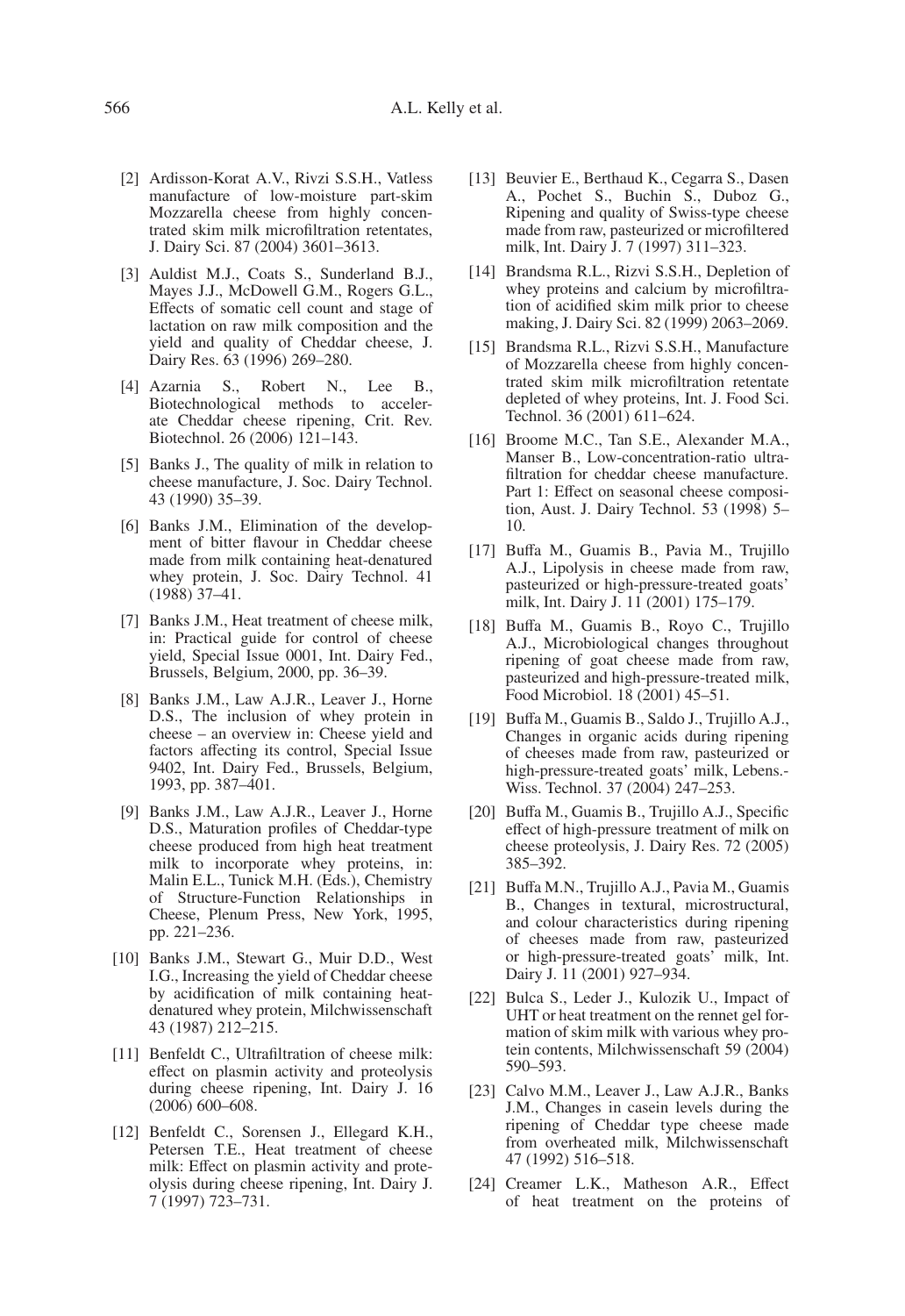[2] Ardisson-Korat A.V., Rivzi S.S.H., Vatless manufacture of low-moisture part-skim Mozzarella cheese from highly concentrated skim milk microfiltration retentates, J. Dairy Sci. 87 (2004) 3601–3613.

[3] Auldist M.J., Coats S., Sunderland B.J., Mayes J.J., McDowell G.M., Rogers G.L., Effects of somatic cell count and stage of lactation on raw milk composition and the yield and quality of Cheddar cheese, J. Dairy Res. 63 (1996) 269–280.

[4] Azarnia S., Robert N., Lee B., Biotechnological methods to accelerate Cheddar cheese ripening, Crit. Rev. Biotechnol. 26 (2006) 121–143.

[5] Banks J., The quality of milk in relation to cheese manufacture, J. Soc. Dairy Technol. 43 (1990) 35–39.

[6] Banks J.M., Elimination of the development of bitter flavour in Cheddar cheese made from milk containing heat-denatured whey protein, J. Soc. Dairy Technol. 41 (1988) 37–41.

[7] Banks J.M., Heat treatment of cheese milk, in: Practical guide for control of cheese yield, Special Issue 0001, Int. Dairy Fed., Brussels, Belgium, 2000, pp. 36–39.

[8] Banks J.M., Law A.J.R., Leaver J., Horne D.S., The inclusion of whey protein in cheese – an overview in: Cheese yield and factors affecting its control, Special Issue 9402, Int. Dairy Fed., Brussels, Belgium, 1993, pp. 387–401.

[9] Banks J.M., Law A.J.R., Leaver J., Horne D.S., Maturation profiles of Cheddar-type cheese produced from high heat treatment milk to incorporate whey proteins, in: Malin E.L., Tunick M.H. (Eds.), Chemistry of Structure-Function Relationships in Cheese, Plenum Press, New York, 1995, pp. 221–236.

[10] Banks J.M., Stewart G., Muir D.D., West I.G., Increasing the yield of Cheddar cheese by acidification of milk containing heat-denatured whey protein, Milchwissenschaft 43 (1987) 212–215.

[11] Benfeldt C., Ultrafiltration of cheese milk: effect on plasmin activity and proteolysis during cheese ripening, Int. Dairy J. 16 (2006) 600–608.

[12] Benfeldt C., Sorensen J., Ellegard K.H., Petersen T.E., Heat treatment of cheese milk: Effect on plasmin activity and proteolysis during cheese ripening, Int. Dairy J. 7 (1997) 723–731.

[13] Beuvier E., Berthaud K., Cegarra S., Dasen A., Pochet S., Buchin S., Duboz G., Ripening and quality of Swiss-type cheese made from raw, pasteurized or microfiltered milk, Int. Dairy J. 7 (1997) 311–323.

[14] Brandsma R.L., Rizvi S.S.H., Depletion of whey proteins and calcium by microfiltration of acidified skim milk prior to cheese making, J. Dairy Sci. 82 (1999) 2063–2069.

[15] Brandsma R.L., Rizvi S.S.H., Manufacture of Mozzarella cheese from highly concentrated skim milk microfiltration retentate depleted of whey proteins, Int. J. Food Sci. Technol. 36 (2001) 611–624.

[16] Broome M.C., Tan S.E., Alexander M.A., Manser B., Low-concentration-ratio ultrafiltration for cheddar cheese manufacture. Part 1: Effect on seasonal cheese composition, Aust. J. Dairy Technol. 53 (1998) 5–10.

[17] Buffa M., Guamis B., Pavia M., Trujillo A.J., Lipolysis in cheese made from raw, pasteurized or high-pressure-treated goats' milk, Int. Dairy J. 11 (2001) 175–179.

[18] Buffa M., Guamis B., Royo C., Trujillo A.J., Microbiological changes throughout ripening of goat cheese made from raw, pasteurized and high-pressure-treated milk, Food Microbiol. 18 (2001) 45–51.

[19] Buffa M., Guamis B., Saldo J., Trujillo A.J., Changes in organic acids during ripening of cheeses made from raw, pasteurized or high-pressure-treated goats' milk, Lebens.-Wiss. Technol. 37 (2004) 247–253.

[20] Buffa M., Guamis B., Trujillo A.J., Specific effect of high-pressure treatment of milk on cheese proteolysis, J. Dairy Res. 72 (2005) 385–392.

[21] Buffa M.N., Trujillo A.J., Pavia M., Guamis B., Changes in textural, microstructural, and colour characteristics during ripening of cheeses made from raw, pasteurized or high-pressure-treated goats' milk, Int. Dairy J. 11 (2001) 927–934.

[22] Bulca S., Leder J., Kulozik U., Impact of UHT or heat treatment on the rennet gel formation of skim milk with various whey protein contents, Milchwissenschaft 59 (2004) 590–593.

[23] Calvo M.M., Leaver J., Law A.J.R., Banks J.M., Changes in casein levels during the ripening of Cheddar type cheese made from overheated milk, Milchwissenschaft 47 (1992) 516–518.

[24] Creamer L.K., Matheson A.R., Effect of heat treatment on the proteins of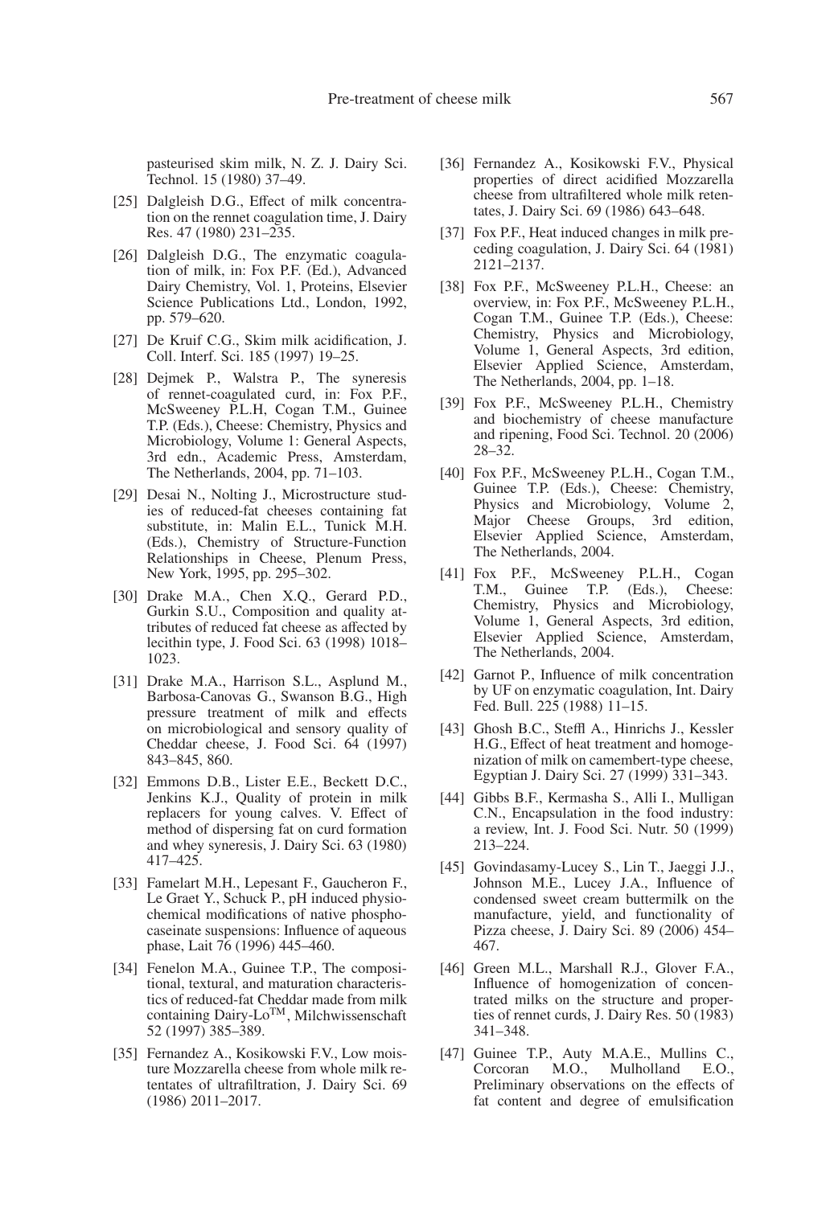pasteurised skim milk, N. Z. J. Dairy Sci. Technol. 15 (1980) 37–49.

[25] Dalgleish D.G., Effect of milk concentration on the rennet coagulation time, J. Dairy Res. 47 (1980) 231–235.

[26] Dalgleish D.G., The enzymatic coagulation of milk, in: Fox P.F. (Ed.), Advanced Dairy Chemistry, Vol. 1, Proteins, Elsevier Science Publications Ltd., London, 1992, pp. 579–620.

[27] De Kruif C.G., Skim milk acidification, J. Coll. Interf. Sci. 185 (1997) 19–25.

[28] Dejmek P., Walstra P., The syneresis of rennet-coagulated curd, in: Fox P.F., McSweeney P.L.H, Cogan T.M., Guinee T.P. (Eds.), Cheese: Chemistry, Physics and Microbiology, Volume 1: General Aspects, 3rd edn., Academic Press, Amsterdam, The Netherlands, 2004, pp. 71–103.

[29] Desai N., Nolting J., Microstructure studies of reduced-fat cheeses containing fat substitute, in: Malin E.L., Tunick M.H. (Eds.), Chemistry of Structure-Function Relationships in Cheese, Plenum Press, New York, 1995, pp. 295–302.

[30] Drake M.A., Chen X.Q., Gerard P.D., Gurkin S.U., Composition and quality attributes of reduced fat cheese as affected by lecithin type, J. Food Sci. 63 (1998) 1018–1023.

[31] Drake M.A., Harrison S.L., Asplund M., Barbosa-Canovas G., Swanson B.G., High pressure treatment of milk and effects on microbiological and sensory quality of Cheddar cheese, J. Food Sci. 64 (1997) 843–845, 860.

[32] Emmons D.B., Lister E.E., Beckett D.C., Jenkins K.J., Quality of protein in milk replacers for young calves. V. Effect of method of dispersing fat on curd formation and whey syneresis, J. Dairy Sci. 63 (1980) 417–425.

[33] Famelart M.H., Lepesant F., Gaucheron F., Le Graet Y., Schuck P., pH induced physiochemical modifications of native phosphocaseinate suspensions: Influence of aqueous phase, Lait 76 (1996) 445–460.

[34] Fenelon M.A., Guinee T.P., The compositional, textural, and maturation characteristics of reduced-fat Cheddar made from milk containing Dairy-Lo™, Milchwissenschaft 52 (1997) 385–389.

[35] Fernandez A., Kosikowski F.V., Low moisture Mozzarella cheese from whole milk retentates of ultrafiltration, J. Dairy Sci. 69 (1986) 2011–2017.

[36] Fernandez A., Kosikowski F.V., Physical properties of direct acidified Mozzarella cheese from ultrafiltered whole milk retentates, J. Dairy Sci. 69 (1986) 643–648.

[37] Fox P.F., Heat induced changes in milk preceding coagulation, J. Dairy Sci. 64 (1981) 2121–2137.

[38] Fox P.F., McSweeney P.L.H., Cheese: an overview, in: Fox P.F., McSweeney P.L.H., Cogan T.M., Guinee T.P. (Eds.), Cheese: Chemistry, Physics and Microbiology, Volume 1, General Aspects, 3rd edition, Elsevier Applied Science, Amsterdam, The Netherlands, 2004, pp. 1–18.

[39] Fox P.F., McSweeney P.L.H., Chemistry and biochemistry of cheese manufacture and ripening, Food Sci. Technol. 20 (2006) 28–32.

[40] Fox P.F., McSweeney P.L.H., Cogan T.M., Guinee T.P. (Eds.), Cheese: Chemistry, Physics and Microbiology, Volume 2, Major Cheese Groups, 3rd edition, Elsevier Applied Science, Amsterdam, The Netherlands, 2004.

[41] Fox P.F., McSweeney P.L.H., Cogan T.M., Guinee T.P. (Eds.), Cheese: Chemistry, Physics and Microbiology, Volume 1, General Aspects, 3rd edition, Elsevier Applied Science, Amsterdam, The Netherlands, 2004.

[42] Garnot P., Influence of milk concentration by UF on enzymatic coagulation, Int. Dairy Fed. Bull. 225 (1988) 11–15.

[43] Ghosh B.C., Steffl A., Hinrichs J., Kessler H.G., Effect of heat treatment and homogenization of milk on camembert-type cheese, Egyptian J. Dairy Sci. 27 (1999) 331–343.

[44] Gibbs B.F., Kermasha S., Alli I., Mulligan C.N., Encapsulation in the food industry: a review, Int. J. Food Sci. Nutr. 50 (1999) 213–224.

[45] Govindasamy-Lucey S., Lin T., Jaeggi J.J., Johnson M.E., Lucey J.A., Influence of condensed sweet cream buttermilk on the manufacture, yield, and functionality of Pizza cheese, J. Dairy Sci. 89 (2006) 454–467.

[46] Green M.L., Marshall R.J., Glover F.A., Influence of homogenization of concentrated milks on the structure and properties of rennet curds, J. Dairy Res. 50 (1983) 341–348.

[47] Guinee T.P., Auty M.A.E., Mullins C., Corcoran M.O., Mulholland E.O., Preliminary observations on the effects of fat content and degree of emulsification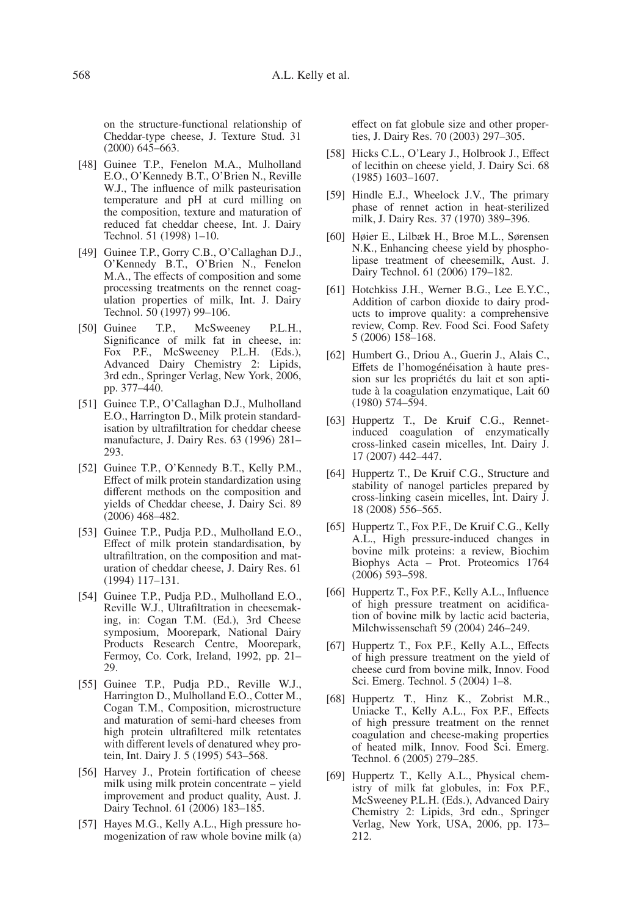on the structure-functional relationship of Cheddar-type cheese, J. Texture Stud. 31 (2000) 645–663.

[48] Guinee T.P., Fenelon M.A., Mulholland E.O., O'Kennedy B.T., O'Brien N., Reville W.J., The influence of milk pasteurisation temperature and pH at curd milling on the composition, texture and maturation of reduced fat cheddar cheese, Int. J. Dairy Technol. 51 (1998) 1–10.

[49] Guinee T.P., Gorry C.B., O'Callaghan D.J., O'Kennedy B.T., O'Brien N., Fenelon M.A., The effects of composition and some processing treatments on the rennet coagulation properties of milk, Int. J. Dairy Technol. 50 (1997) 99–106.

[50] Guinee T.P., McSweeney P.L.H., Significance of milk fat in cheese, in: Fox P.F., McSweeney P.L.H. (Eds.), Advanced Dairy Chemistry 2: Lipids, 3rd edn., Springer Verlag, New York, 2006, pp. 377–440.

[51] Guinee T.P., O'Callaghan D.J., Mulholland E.O., Harrington D., Milk protein standardisation by ultrafiltration for cheddar cheese manufacture, J. Dairy Res. 63 (1996) 281–293.

[52] Guinee T.P., O'Kennedy B.T., Kelly P.M., Effect of milk protein standardization using different methods on the composition and yields of Cheddar cheese, J. Dairy Sci. 89 (2006) 468–482.

[53] Guinee T.P., Pudja P.D., Mulholland E.O., Effect of milk protein standardisation, by ultrafiltration, on the composition and maturation of cheddar cheese, J. Dairy Res. 61 (1994) 117–131.

[54] Guinee T.P., Pudja P.D., Mulholland E.O., Reville W.J., Ultrafiltration in cheesemaking, in: Cogan T.M. (Ed.), 3rd Cheese symposium, Moorepark, National Dairy Products Research Centre, Moorepark, Fermoy, Co. Cork, Ireland, 1992, pp. 21–29.

[55] Guinee T.P., Pudja P.D., Reville W.J., Harrington D., Mulholland E.O., Cotter M., Cogan T.M., Composition, microstructure and maturation of semi-hard cheeses from high protein ultrafiltered milk retentates with different levels of denatured whey protein, Int. Dairy J. 5 (1995) 543–568.

[56] Harvey J., Protein fortification of cheese milk using milk protein concentrate – yield improvement and product quality, Aust. J. Dairy Technol. 61 (2006) 183–185.

[57] Hayes M.G., Kelly A.L., High pressure homogenization of raw whole bovine milk (a) effect on fat globule size and other properties, J. Dairy Res. 70 (2003) 297–305.

[58] Hicks C.L., O'Leary J., Holbrook J., Effect of lecithin on cheese yield, J. Dairy Sci. 68 (1985) 1603–1607.

[59] Hindle E.J., Wheelock J.V., The primary phase of rennet action in heat-sterilized milk, J. Dairy Res. 37 (1970) 389–396.

[60] Høier E., Lilbæk H., Broe M.L., Sørensen N.K., Enhancing cheese yield by phospholipase treatment of cheesemilk, Aust. J. Dairy Technol. 61 (2006) 179–182.

[61] Hotchkiss J.H., Werner B.G., Lee E.Y.C., Addition of carbon dioxide to dairy products to improve quality: a comprehensive review, Comp. Rev. Food Sci. Food Safety 5 (2006) 158–168.

[62] Humbert G., Driou A., Guerin J., Alais C., Effets de l'homogénéisation à haute pression sur les propriétés du lait et son aptitude à la coagulation enzymatique, Lait 60 (1980) 574–594.

[63] Huppertz T., De Kruif C.G., Rennet-induced coagulation of enzymatically cross-linked casein micelles, Int. Dairy J. 17 (2007) 442–447.

[64] Huppertz T., De Kruif C.G., Structure and stability of nanogel particles prepared by cross-linking casein micelles, Int. Dairy J. 18 (2008) 556–565.

[65] Huppertz T., Fox P.F., De Kruif C.G., Kelly A.L., High pressure-induced changes in bovine milk proteins: a review, Biochim Biophys Acta – Prot. Proteomics 1764 (2006) 593–598.

[66] Huppertz T., Fox P.F., Kelly A.L., Influence of high pressure treatment on acidification of bovine milk by lactic acid bacteria, Milchwissenschaft 59 (2004) 246–249.

[67] Huppertz T., Fox P.F., Kelly A.L., Effects of high pressure treatment on the yield of cheese curd from bovine milk, Innov. Food Sci. Emerg. Technol. 5 (2004) 1–8.

[68] Huppertz T., Hinz K., Zobrist M.R., Uniacke T., Kelly A.L., Fox P.F., Effects of high pressure treatment on the rennet coagulation and cheese-making properties of heated milk, Innov. Food Sci. Emerg. Technol. 6 (2005) 279–285.

[69] Huppertz T., Kelly A.L., Physical chemistry of milk fat globules, in: Fox P.F., McSweeney P.L.H. (Eds.), Advanced Dairy Chemistry 2: Lipids, 3rd edn., Springer Verlag, New York, USA, 2006, pp. 173–212.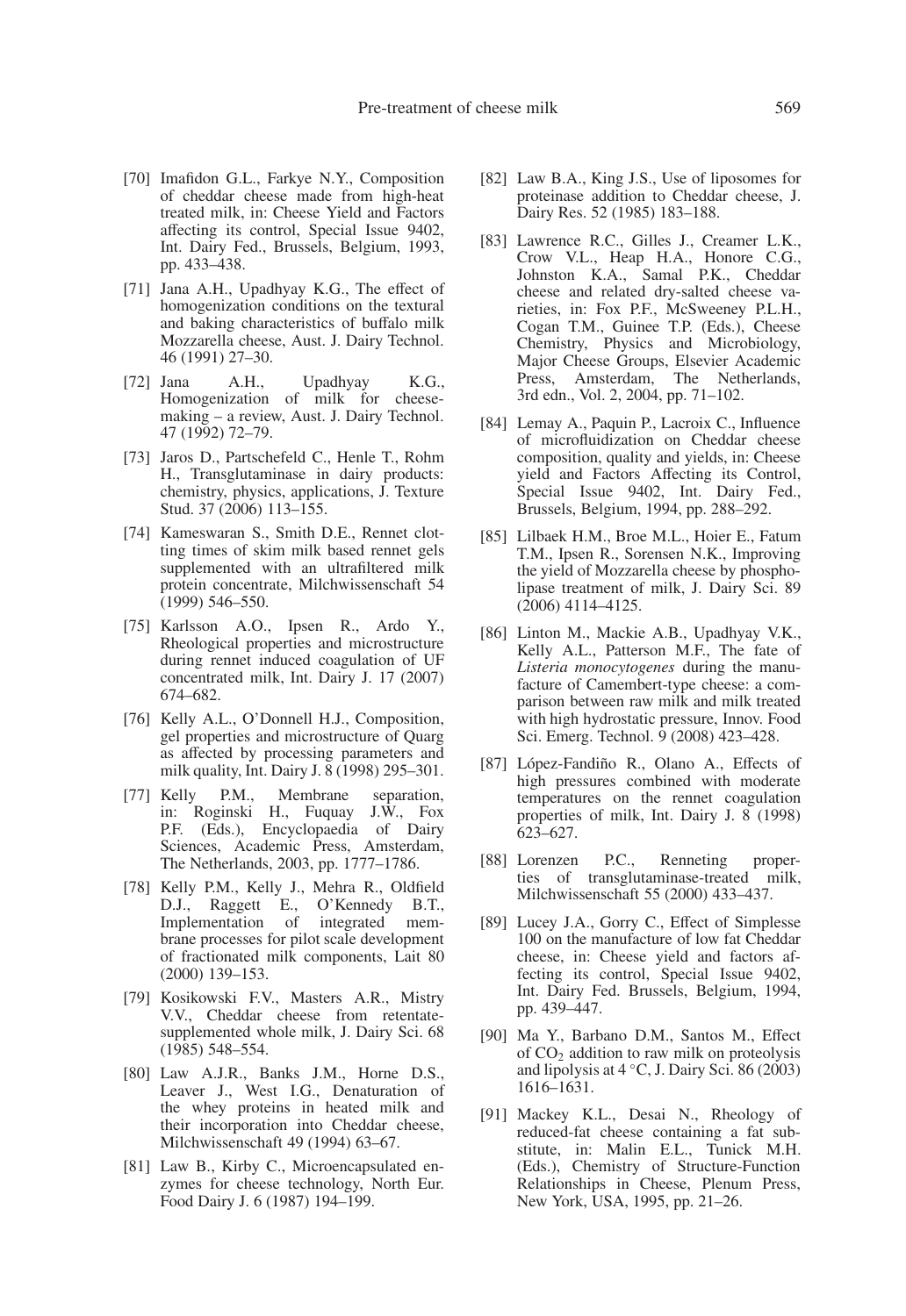[70] Imafidon G.L., Farkye N.Y., Composition of cheddar cheese made from high-heat treated milk, in: Cheese Yield and Factors affecting its control, Special Issue 9402, Int. Dairy Fed., Brussels, Belgium, 1993, pp. 433–438.

[71] Jana A.H., Upadhyay K.G., The effect of homogenization conditions on the textural and baking characteristics of buffalo milk Mozzarella cheese, Aust. J. Dairy Technol. 46 (1991) 27–30.

[72] Jana A.H., Upadhyay K.G., Homogenization of milk for cheesemaking – a review, Aust. J. Dairy Technol. 47 (1992) 72–79.

[73] Jaros D., Partschefeld C., Henle T., Rohm H., Transglutaminase in dairy products: chemistry, physics, applications, J. Texture Stud. 37 (2006) 113–155.

[74] Kameswaran S., Smith D.E., Rennet clotting times of skim milk based rennet gels supplemented with an ultrafiltered milk protein concentrate, Milchwissenschaft 54 (1999) 546–550.

[75] Karlsson A.O., Ipsen R., Ardo Y., Rheological properties and microstructure during rennet induced coagulation of UF concentrated milk, Int. Dairy J. 17 (2007) 674–682.

[76] Kelly A.L., O'Donnell H.J., Composition, gel properties and microstructure of Quarg as affected by processing parameters and milk quality, Int. Dairy J. 8 (1998) 295–301.

[77] Kelly P.M., Membrane separation, in: Roginski H., Fuquay J.W., Fox P.F. (Eds.), Encyclopaedia of Dairy Sciences, Academic Press, Amsterdam, The Netherlands, 2003, pp. 1777–1786.

[78] Kelly P.M., Kelly J., Mehra R., Oldfield D.J., Raggett E., O'Kennedy B.T., Implementation of integrated membrane processes for pilot scale development of fractionated milk components, Lait 80 (2000) 139–153.

[79] Kosikowski F.V., Masters A.R., Mistry V.V., Cheddar cheese from retentate-supplemented whole milk, J. Dairy Sci. 68 (1985) 548–554.

[80] Law A.J.R., Banks J.M., Horne D.S., Leaver J., West I.G., Denaturation of the whey proteins in heated milk and their incorporation into Cheddar cheese, Milchwissenschaft 49 (1994) 63–67.

[81] Law B., Kirby C., Microencapsulated enzymes for cheese technology, North Eur. Food Dairy J. 6 (1987) 194–199.

[82] Law B.A., King J.S., Use of liposomes for proteinase addition to Cheddar cheese, J. Dairy Res. 52 (1985) 183–188.

[83] Lawrence R.C., Gilles J., Creamer L.K., Crow V.L., Heap H.A., Honore C.G., Johnston K.A., Samal P.K., Cheddar cheese and related dry-salted cheese varieties, in: Fox P.F., McSweeney P.L.H., Cogan T.M., Guinee T.P. (Eds.), Cheese Chemistry, Physics and Microbiology, Major Cheese Groups, Elsevier Academic Press, Amsterdam, The Netherlands, 3rd edn., Vol. 2, 2004, pp. 71–102.

[84] Lemay A., Paquin P., Lacroix C., Influence of microfluidization on Cheddar cheese composition, quality and yields, in: Cheese yield and Factors Affecting its Control, Special Issue 9402, Int. Dairy Fed., Brussels, Belgium, 1994, pp. 288–292.

[85] Lilbaek H.M., Broe M.L., Hoier E., Fatum T.M., Ipsen R., Sorensen N.K., Improving the yield of Mozzarella cheese by phospholipase treatment of milk, J. Dairy Sci. 89 (2006) 4114–4125.

[86] Linton M., Mackie A.B., Upadhyay V.K., Kelly A.L., Patterson M.F., The fate of *Listeria monocytogenes* during the manufacture of Camembert-type cheese: a comparison between raw milk and milk treated with high hydrostatic pressure, Innov. Food Sci. Emerg. Technol. 9 (2008) 423–428.

[87] López-Fandiño R., Olano A., Effects of high pressures combined with moderate temperatures on the rennet coagulation properties of milk, Int. Dairy J. 8 (1998) 623–627.

[88] Lorenzen P.C., Renneting properties of transglutaminase-treated milk, Milchwissenschaft 55 (2000) 433–437.

[89] Lucey J.A., Gorry C., Effect of Simplesse 100 on the manufacture of low fat Cheddar cheese, in: Cheese yield and factors affecting its control, Special Issue 9402, Int. Dairy Fed. Brussels, Belgium, 1994, pp. 439–447.

[90] Ma Y., Barbano D.M., Santos M., Effect of $CO_2$ addition to raw milk on proteolysis and lipolysis at 4 °C, J. Dairy Sci. 86 (2003) 1616–1631.

[91] Mackey K.L., Desai N., Rheology of reduced-fat cheese containing a fat substitute, in: Malin E.L., Tunick M.H. (Eds.), Chemistry of Structure-Function Relationships in Cheese, Plenum Press, New York, USA, 1995, pp. 21–26.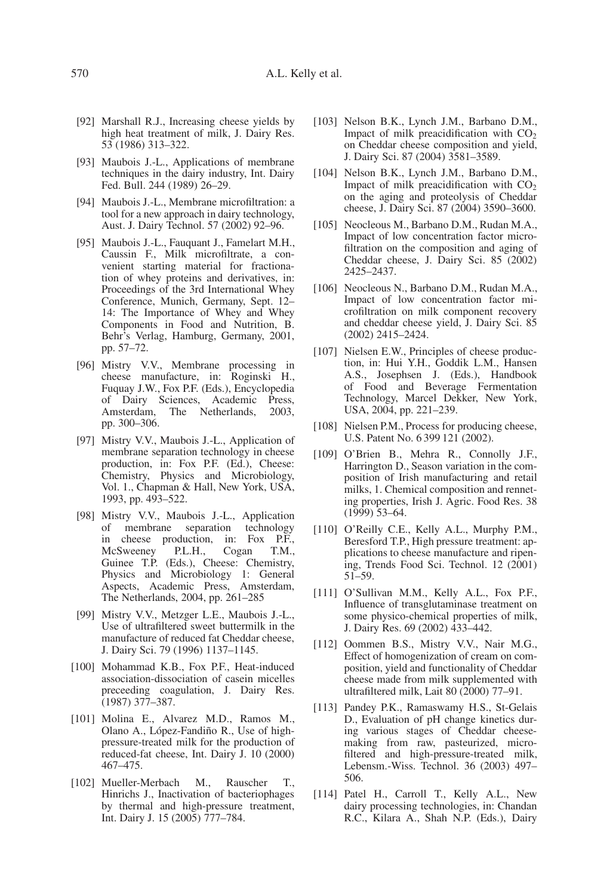[92] Marshall R.J., Increasing cheese yields by high heat treatment of milk, J. Dairy Res. 53 (1986) 313–322.

[93] Maubois J.-L., Applications of membrane techniques in the dairy industry, Int. Dairy Fed. Bull. 244 (1989) 26–29.

[94] Maubois J.-L., Membrane microfiltration: a tool for a new approach in dairy technology, Aust. J. Dairy Technol. 57 (2002) 92–96.

[95] Maubois J.-L., Fauquant J., Famelart M.H., Caussin F., Milk microfiltrate, a convenient starting material for fractionation of whey proteins and derivatives, in: Proceedings of the 3rd International Whey Conference, Munich, Germany, Sept. 12–14: The Importance of Whey and Whey Components in Food and Nutrition, B. Behr's Verlag, Hamburg, Germany, 2001, pp. 57–72.

[96] Mistry V.V., Membrane processing in cheese manufacture, in: Roginski H., Fuquay J.W., Fox P.F. (Eds.), Encyclopedia of Dairy Sciences, Academic Press, Amsterdam, The Netherlands, 2003, pp. 300–306.

[97] Mistry V.V., Maubois J.-L., Application of membrane separation technology in cheese production, in: Fox P.F. (Ed.), Cheese: Chemistry, Physics and Microbiology, Vol. 1., Chapman & Hall, New York, USA, 1993, pp. 493–522.

[98] Mistry V.V., Maubois J.-L., Application of membrane separation technology in cheese production, in: Fox P.F., McSweeney P.L.H., Cogan T.M., Guinee T.P. (Eds.), Cheese: Chemistry, Physics and Microbiology 1: General Aspects, Academic Press, Amsterdam, The Netherlands, 2004, pp. 261–285

[99] Mistry V.V., Metzger L.E., Maubois J.-L., Use of ultrafiltered sweet buttermilk in the manufacture of reduced fat Cheddar cheese, J. Dairy Sci. 79 (1996) 1137–1145.

[100] Mohammad K.B., Fox P.F., Heat-induced association-dissociation of casein micelles preceeding coagulation, J. Dairy Res. (1987) 377–387.

[101] Molina E., Alvarez M.D., Ramos M., Olano A., López-Fandiño R., Use of high-pressure-treated milk for the production of reduced-fat cheese, Int. Dairy J. 10 (2000) 467–475.

[102] Mueller-Merbach M., Rauscher T., Hinrichs J., Inactivation of bacteriophages by thermal and high-pressure treatment, Int. Dairy J. 15 (2005) 777–784.

[103] Nelson B.K., Lynch J.M., Barbano D.M., Impact of milk preacidification with $CO_2$ on Cheddar cheese composition and yield, J. Dairy Sci. 87 (2004) 3581–3589.

[104] Nelson B.K., Lynch J.M., Barbano D.M., Impact of milk preacidification with $CO_2$ on the aging and proteolysis of Cheddar cheese, J. Dairy Sci. 87 (2004) 3590–3600.

[105] Neocleous M., Barbano D.M., Rudan M.A., Impact of low concentration factor microfiltration on the composition and aging of Cheddar cheese, J. Dairy Sci. 85 (2002) 2425–2437.

[106] Neocleous N., Barbano D.M., Rudan M.A., Impact of low concentration factor microfiltration on milk component recovery and cheddar cheese yield, J. Dairy Sci. 85 (2002) 2415–2424.

[107] Nielsen E.W., Principles of cheese production, in: Hui Y.H., Goddik L.M., Hansen A.S., Josephsen J. (Eds.), Handbook of Food and Beverage Fermentation Technology, Marcel Dekker, New York, USA, 2004, pp. 221–239.

[108] Nielsen P.M., Process for producing cheese, U.S. Patent No. 6 399 121 (2002).

[109] O'Brien B., Mehra R., Connolly J.F., Harrington D., Season variation in the composition of Irish manufacturing and retail milks, 1. Chemical composition and renneting properties, Irish J. Agric. Food Res. 38 (1999) 53–64.

[110] O'Reilly C.E., Kelly A.L., Murphy P.M., Beresford T.P., High pressure treatment: applications to cheese manufacture and ripening, Trends Food Sci. Technol. 12 (2001) 51–59.

[111] O'Sullivan M.M., Kelly A.L., Fox P.F., Influence of transglutaminase treatment on some physico-chemical properties of milk, J. Dairy Res. 69 (2002) 433–442.

[112] Oommen B.S., Mistry V.V., Nair M.G., Effect of homogenization of cream on composition, yield and functionality of Cheddar cheese made from milk supplemented with ultrafiltered milk, Lait 80 (2000) 77–91.

[113] Pandey P.K., Ramaswamy H.S., St-Gelais D., Evaluation of pH change kinetics during various stages of Cheddar cheese-making from raw, pasteurized, micro-filtered and high-pressure-treated milk, Lebensm.-Wiss. Technol. 36 (2003) 497–506.

[114] Patel H., Carroll T., Kelly A.L., New dairy processing technologies, in: Chandan R.C., Kilara A., Shah N.P. (Eds.), Dairy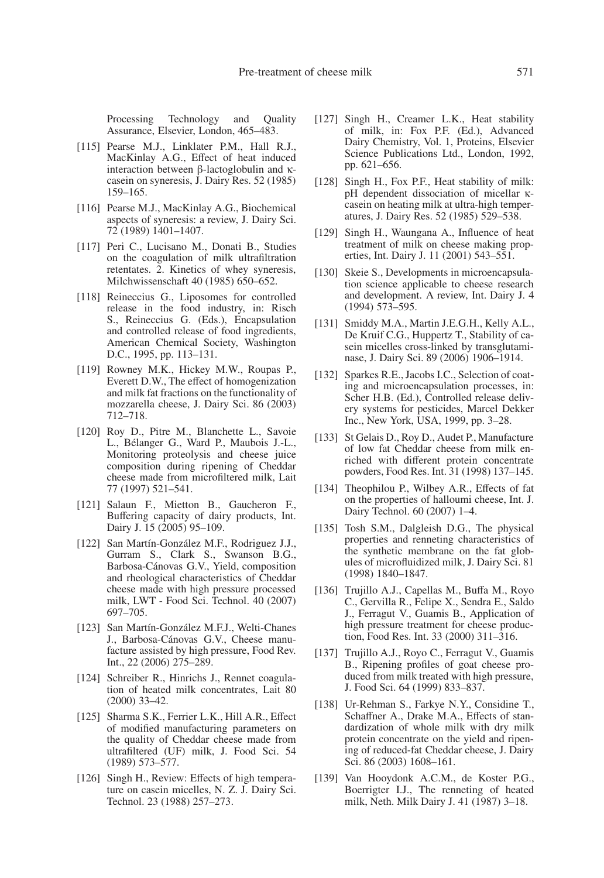Processing Technology and Quality Assurance, Elsevier, London, 465–483.

[115] Pearse M.J., Linklater P.M., Hall R.J., MacKinlay A.G., Effect of heat induced interaction between β-lactoglobulin and κ-casein on syneresis, J. Dairy Res. 52 (1985) 159–165.

[116] Pearse M.J., MacKinlay A.G., Biochemical aspects of syneresis: a review, J. Dairy Sci. 72 (1989) 1401–1407.

[117] Peri C., Lucisano M., Donati B., Studies on the coagulation of milk ultrafiltration retentates. 2. Kinetics of whey syneresis, Milchwissenschaft 40 (1985) 650–652.

[118] Reineccius G., Liposomes for controlled release in the food industry, in: Risch S., Reineccius G. (Eds.), Encapsulation and controlled release of food ingredients, American Chemical Society, Washington D.C., 1995, pp. 113–131.

[119] Rowney M.K., Hickey M.W., Roupas P., Everett D.W., The effect of homogenization and milk fat fractions on the functionality of mozzarella cheese, J. Dairy Sci. 86 (2003) 712–718.

[120] Roy D., Pitre M., Blanchette L., Savoie L., Bélanger G., Ward P., Maubois J.-L., Monitoring proteolysis and cheese juice composition during ripening of Cheddar cheese made from microfiltered milk, Lait 77 (1997) 521–541.

[121] Salaun F., Mietton B., Gaucheron F., Buffering capacity of dairy products, Int. Dairy J. 15 (2005) 95–109.

[122] San Martín-González M.F., Rodriguez J.J., Gurram S., Clark S., Swanson B.G., Barbosa-Cánovas G.V., Yield, composition and rheological characteristics of Cheddar cheese made with high pressure processed milk, LWT - Food Sci. Technol. 40 (2007) 697–705.

[123] San Martín-González M.F.J., Welti-Chanes J., Barbosa-Cánovas G.V., Cheese manufacture assisted by high pressure, Food Rev. Int., 22 (2006) 275–289.

[124] Schreiber R., Hinrichs J., Rennet coagulation of heated milk concentrates, Lait 80 (2000) 33–42.

[125] Sharma S.K., Ferrier L.K., Hill A.R., Effect of modified manufacturing parameters on the quality of Cheddar cheese made from ultrafiltered (UF) milk, J. Food Sci. 54 (1989) 573–577.

[126] Singh H., Review: Effects of high temperature on casein micelles, N. Z. J. Dairy Sci. Technol. 23 (1988) 257–273.

[127] Singh H., Creamer L.K., Heat stability of milk, in: Fox P.F. (Ed.), Advanced Dairy Chemistry, Vol. 1, Proteins, Elsevier Science Publications Ltd., London, 1992, pp. 621–656.

[128] Singh H., Fox P.F., Heat stability of milk: pH dependent dissociation of micellar κ-casein on heating milk at ultra-high temperatures, J. Dairy Res. 52 (1985) 529–538.

[129] Singh H., Waungana A., Influence of heat treatment of milk on cheese making properties, Int. Dairy J. 11 (2001) 543–551.

[130] Skeie S., Developments in microencapsulation science applicable to cheese research and development. A review, Int. Dairy J. 4 (1994) 573–595.

[131] Smiddy M.A., Martin J.E.G.H., Kelly A.L., De Kruif C.G., Huppertz T., Stability of casein micelles cross-linked by transglutaminase, J. Dairy Sci. 89 (2006) 1906–1914.

[132] Sparkes R.E., Jacobs I.C., Selection of coating and microencapsulation processes, in: Scher H.B. (Ed.), Controlled release delivery systems for pesticides, Marcel Dekker Inc., New York, USA, 1999, pp. 3–28.

[133] St Gelais D., Roy D., Audet P., Manufacture of low fat Cheddar cheese from milk enriched with different protein concentrate powders, Food Res. Int. 31 (1998) 137–145.

[134] Theophilou P., Wilbey A.R., Effects of fat on the properties of halloumi cheese, Int. J. Dairy Technol. 60 (2007) 1–4.

[135] Tosh S.M., Dalgleish D.G., The physical properties and renneting characteristics of the synthetic membrane on the fat globules of microfluidized milk, J. Dairy Sci. 81 (1998) 1840–1847.

[136] Trujillo A.J., Capellas M., Buffa M., Royo C., Gervilla R., Felipe X., Sendra E., Saldo J., Ferragut V., Guamis B., Application of high pressure treatment for cheese production, Food Res. Int. 33 (2000) 311–316.

[137] Trujillo A.J., Royo C., Ferragut V., Guamis B., Ripening profiles of goat cheese produced from milk treated with high pressure, J. Food Sci. 64 (1999) 833–837.

[138] Ur-Rehman S., Farkye N.Y., Considine T., Schaffner A., Drake M.A., Effects of standardization of whole milk with dry milk protein concentrate on the yield and ripening of reduced-fat Cheddar cheese, J. Dairy Sci. 86 (2003) 1608–161.

[139] Van Hooydonk A.C.M., de Koster P.G., Boerrigter I.J., The renneting of heated milk, Neth. Milk Dairy J. 41 (1987) 3–18.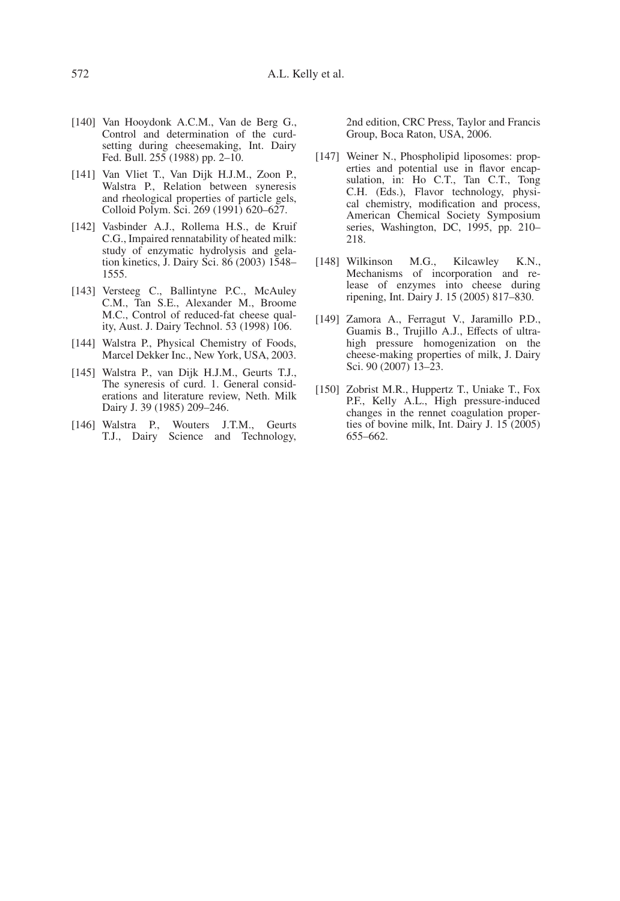[140] Van Hooydonk A.C.M., Van de Berg G., Control and determination of the curd-setting during cheesemaking, Int. Dairy Fed. Bull. 255 (1988) pp. 2–10.

[141] Van Vliet T., Van Dijk H.J.M., Zoon P., Walstra P., Relation between syneresis and rheological properties of particle gels, Colloid Polym. Sci. 269 (1991) 620–627.

[142] Vasbinder A.J., Rollema H.S., de Kruif C.G., Impaired rennatability of heated milk: study of enzymatic hydrolysis and gelation kinetics, J. Dairy Sci. 86 (2003) 1548–1555.

[143] Versteeg C., Ballintyne P.C., McAuley C.M., Tan S.E., Alexander M., Broome M.C., Control of reduced-fat cheese quality, Aust. J. Dairy Technol. 53 (1998) 106.

[144] Walstra P., Physical Chemistry of Foods, Marcel Dekker Inc., New York, USA, 2003.

[145] Walstra P., van Dijk H.J.M., Geurts T.J., The syneresis of curd. 1. General considerations and literature review, Neth. Milk Dairy J. 39 (1985) 209–246.

[146] Walstra P., Wouters J.T.M., Geurts T.J., Dairy Science and Technology, 2nd edition, CRC Press, Taylor and Francis Group, Boca Raton, USA, 2006.

[147] Weiner N., Phospholipid liposomes: properties and potential use in flavor encapsulation, in: Ho C.T., Tan C.T., Tong C.H. (Eds.), Flavor technology, physical chemistry, modification and process, American Chemical Society Symposium series, Washington, DC, 1995, pp. 210–218.

[148] Wilkinson M.G., Kilcawley K.N., Mechanisms of incorporation and release of enzymes into cheese during ripening, Int. Dairy J. 15 (2005) 817–830.

[149] Zamora A., Ferragut V., Jaramillo P.D., Guamis B., Trujillo A.J., Effects of ultra-high pressure homogenization on the cheese-making properties of milk, J. Dairy Sci. 90 (2007) 13–23.

[150] Zobrist M.R., Huppertz T., Uniake T., Fox P.F., Kelly A.L., High pressure-induced changes in the rennet coagulation properties of bovine milk, Int. Dairy J. 15 (2005) 655–662.